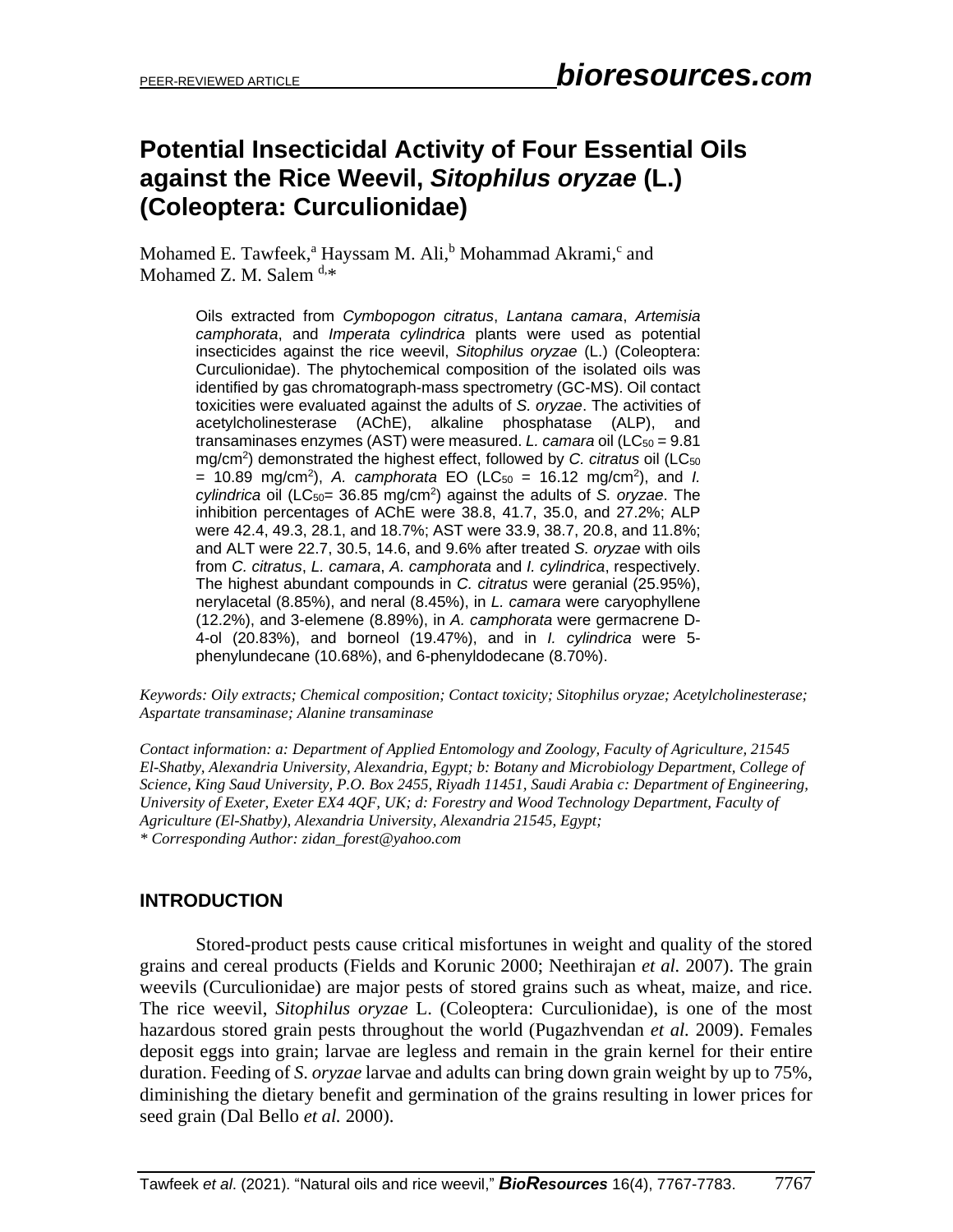PEER-REVIEWED ARTICLE

# Potential Insecticidal Activity of Four Essential Oils against the Rice Weevil, *Sitophilus oryzae* (L.) (Coleoptera: Curculionidae)

Mohamed E. Tawfeek,[a] Hayssam M. Ali,[b] Mohammad Akrami,[c] and Mohamed Z. M. Salem [d,]*

Oils extracted from *Cymbopogon citratus*, *Lantana camara*, *Artemisia camphorata*, and *Imperata cylindrica* plants were used as potential insecticides against the rice weevil, *Sitophilus oryzae* (L.) (Coleoptera: Curculionidae). The phytochemical composition of the isolated oils was identified by gas chromatograph-mass spectrometry (GC-MS). Oil contact toxicities were evaluated against the adults of *S. oryzae*. The activities of acetylcholinesterase (AChE), alkaline phosphatase (ALP), and transaminases enzymes (AST) were measured. *L. camara* oil ($LC_{50}$ = 9.81 mg/cm$^2$) demonstrated the highest effect, followed by *C. citratus* oil ($LC_{50}$ = 10.89 mg/cm$^2$), *A. camphorata* EO ($LC_{50}$ = 16.12 mg/cm$^2$), and *I. cylindrica* oil ($LC_{50}$= 36.85 mg/cm$^2$) against the adults of *S. oryzae*. The inhibition percentages of AChE were 38.8, 41.7, 35.0, and 27.2%; ALP were 42.4, 49.3, 28.1, and 18.7%; AST were 33.9, 38.7, 20.8, and 11.8%; and ALT were 22.7, 30.5, 14.6, and 9.6% after treated *S. oryzae* with oils from *C. citratus*, *L. camara*, *A. camphorata* and *I. cylindrica*, respectively. The highest abundant compounds in *C. citratus* were geranial (25.95%), nerylacetal (8.85%), and neral (8.45%), in *L. camara* were caryophyllene (12.2%), and 3-elemene (8.89%), in *A. camphorata* were germacrene D-4-ol (20.83%), and borneol (19.47%), and in *I. cylindrica* were 5-phenylundecane (10.68%), and 6-phenyldodecane (8.70%).

*Keywords: Oily extracts; Chemical composition; Contact toxicity; Sitophilus oryzae; Acetylcholinesterase; Aspartate transaminase; Alanine transaminase*

*Contact information: a: Department of Applied Entomology and Zoology, Faculty of Agriculture, 21545 El-Shatby, Alexandria University, Alexandria, Egypt; b: Botany and Microbiology Department, College of Science, King Saud University, P.O. Box 2455, Riyadh 11451, Saudi Arabia c: Department of Engineering, University of Exeter, Exeter EX4 4QF, UK; d: Forestry and Wood Technology Department, Faculty of Agriculture (El-Shatby), Alexandria University, Alexandria 21545, Egypt;*
*\* Corresponding Author: zidan_forest@yahoo.com*

## INTRODUCTION

Stored-product pests cause critical misfortunes in weight and quality of the stored grains and cereal products (Fields and Korunic 2000; Neethirajan *et al.* 2007). The grain weevils (Curculionidae) are major pests of stored grains such as wheat, maize, and rice. The rice weevil, *Sitophilus oryzae* L. (Coleoptera: Curculionidae), is one of the most hazardous stored grain pests throughout the world (Pugazhvendan *et al*. 2009). Females deposit eggs into grain; larvae are legless and remain in the grain kernel for their entire duration. Feeding of *S. oryzae* larvae and adults can bring down grain weight by up to 75%, diminishing the dietary benefit and germination of the grains resulting in lower prices for seed grain (Dal Bello *et al.* 2000).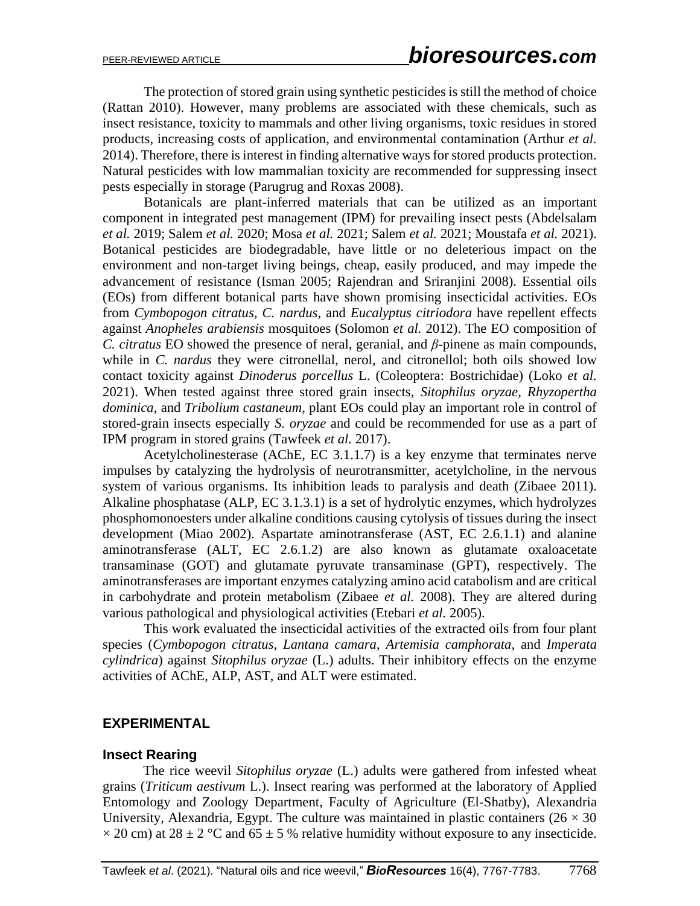The protection of stored grain using synthetic pesticides is still the method of choice (Rattan 2010). However, many problems are associated with these chemicals, such as insect resistance, toxicity to mammals and other living organisms, toxic residues in stored products, increasing costs of application, and environmental contamination (Arthur *et al.* 2014). Therefore, there is interest in finding alternative ways for stored products protection. Natural pesticides with low mammalian toxicity are recommended for suppressing insect pests especially in storage (Parugrug and Roxas 2008).

Botanicals are plant-inferred materials that can be utilized as an important component in integrated pest management (IPM) for prevailing insect pests (Abdelsalam *et al.* 2019; Salem *et al.* 2020; Mosa *et al.* 2021; Salem *et al.* 2021; Moustafa *et al.* 2021). Botanical pesticides are biodegradable, have little or no deleterious impact on the environment and non-target living beings, cheap, easily produced, and may impede the advancement of resistance (Isman 2005; Rajendran and Sriranjini 2008). Essential oils (EOs) from different botanical parts have shown promising insecticidal activities. EOs from *Cymbopogon citratus*, *C. nardus*, and *Eucalyptus citriodora* have repellent effects against *Anopheles arabiensis* mosquitoes (Solomon *et al.* 2012). The EO composition of *C. citratus* EO showed the presence of neral, geranial, and *β*-pinene as main compounds, while in *C. nardus* they were citronellal, nerol, and citronellol; both oils showed low contact toxicity against *Dinoderus porcellus* L. (Coleoptera: Bostrichidae) (Loko *et al.* 2021). When tested against three stored grain insects, *Sitophilus oryzae*, *Rhyzopertha dominica*, and *Tribolium castaneum*, plant EOs could play an important role in control of stored-grain insects especially *S. oryzae* and could be recommended for use as a part of IPM program in stored grains (Tawfeek *et al.* 2017).

Acetylcholinesterase (AChE, EC 3.1.1.7) is a key enzyme that terminates nerve impulses by catalyzing the hydrolysis of neurotransmitter, acetylcholine, in the nervous system of various organisms. Its inhibition leads to paralysis and death (Zibaee 2011). Alkaline phosphatase (ALP, EC 3.1.3.1) is a set of hydrolytic enzymes, which hydrolyzes phosphomonoesters under alkaline conditions causing cytolysis of tissues during the insect development (Miao 2002). Aspartate aminotransferase (AST, EC 2.6.1.1) and alanine aminotransferase (ALT, EC 2.6.1.2) are also known as glutamate oxaloacetate transaminase (GOT) and glutamate pyruvate transaminase (GPT), respectively. The aminotransferases are important enzymes catalyzing amino acid catabolism and are critical in carbohydrate and protein metabolism (Zibaee *et al.* 2008). They are altered during various pathological and physiological activities (Etebari *et al.* 2005).

This work evaluated the insecticidal activities of the extracted oils from four plant species (*Cymbopogon citratus*, *Lantana camara*, *Artemisia camphorata*, and *Imperata cylindrica*) against *Sitophilus oryzae* (L.) adults. Their inhibitory effects on the enzyme activities of AChE, ALP, AST, and ALT were estimated.

## EXPERIMENTAL

### Insect Rearing

The rice weevil *Sitophilus oryzae* (L.) adults were gathered from infested wheat grains (*Triticum aestivum* L.). Insect rearing was performed at the laboratory of Applied Entomology and Zoology Department, Faculty of Agriculture (El-Shatby), Alexandria University, Alexandria, Egypt. The culture was maintained in plastic containers ($26 \times 30 \times 20$ cm) at $28 \pm 2$ °C and $65 \pm 5$ % relative humidity without exposure to any insecticide.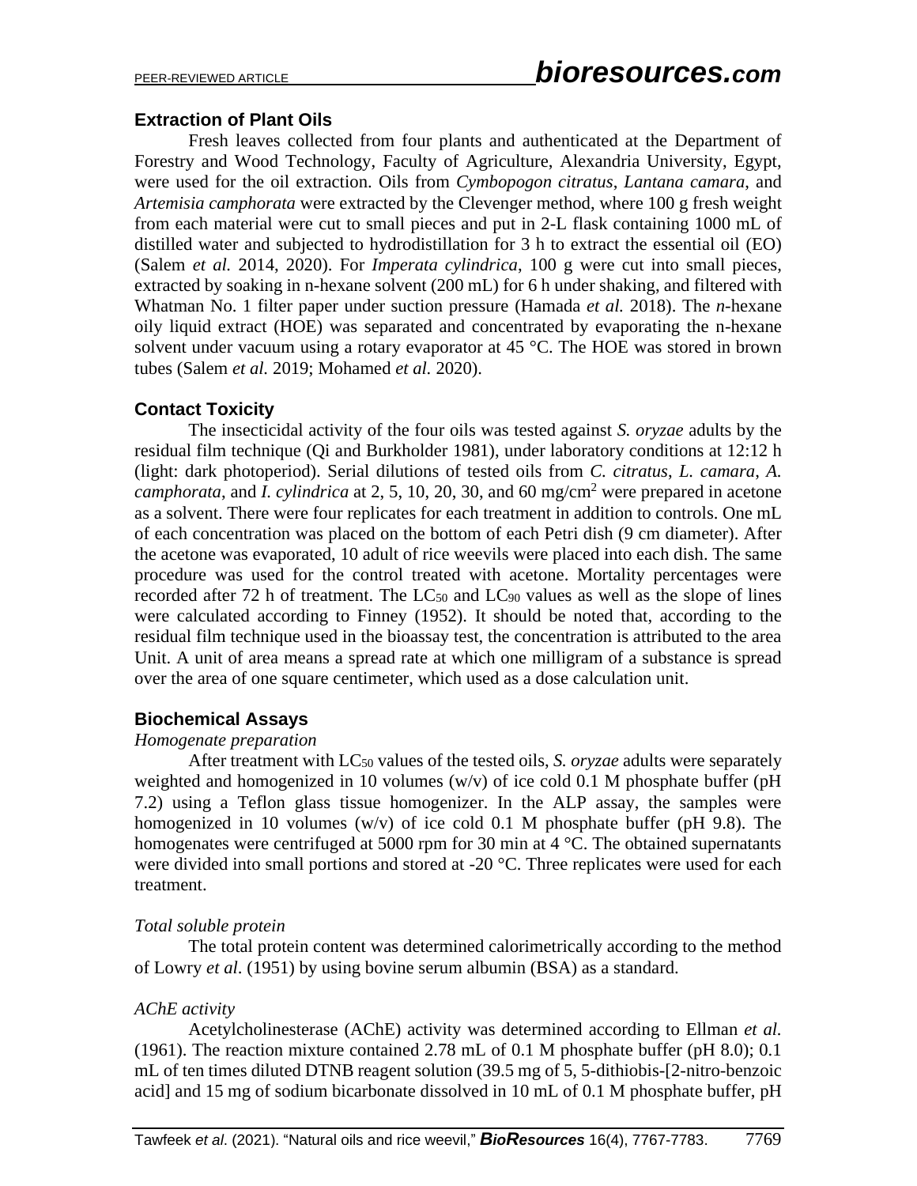## Extraction of Plant Oils

Fresh leaves collected from four plants and authenticated at the Department of Forestry and Wood Technology, Faculty of Agriculture, Alexandria University, Egypt, were used for the oil extraction. Oils from *Cymbopogon citratus*, *Lantana camara*, and *Artemisia camphorata* were extracted by the Clevenger method, where 100 g fresh weight from each material were cut to small pieces and put in 2-L flask containing 1000 mL of distilled water and subjected to hydrodistillation for 3 h to extract the essential oil (EO) (Salem *et al.* 2014, 2020). For *Imperata cylindrica*, 100 g were cut into small pieces, extracted by soaking in n-hexane solvent (200 mL) for 6 h under shaking, and filtered with Whatman No. 1 filter paper under suction pressure (Hamada *et al.* 2018). The *n*-hexane oily liquid extract (HOE) was separated and concentrated by evaporating the n-hexane solvent under vacuum using a rotary evaporator at 45 °C. The HOE was stored in brown tubes (Salem *et al.* 2019; Mohamed *et al.* 2020).

## Contact Toxicity

The insecticidal activity of the four oils was tested against *S. oryzae* adults by the residual film technique (Qi and Burkholder 1981), under laboratory conditions at 12:12 h (light: dark photoperiod). Serial dilutions of tested oils from *C. citratus*, *L. camara*, *A. camphorata*, and *I. cylindrica* at 2, 5, 10, 20, 30, and 60 mg/cm$^2$ were prepared in acetone as a solvent. There were four replicates for each treatment in addition to controls. One mL of each concentration was placed on the bottom of each Petri dish (9 cm diameter). After the acetone was evaporated, 10 adult of rice weevils were placed into each dish. The same procedure was used for the control treated with acetone. Mortality percentages were recorded after 72 h of treatment. The $LC_{50}$ and $LC_{90}$ values as well as the slope of lines were calculated according to Finney (1952). It should be noted that, according to the residual film technique used in the bioassay test, the concentration is attributed to the area Unit. A unit of area means a spread rate at which one milligram of a substance is spread over the area of one square centimeter, which used as a dose calculation unit.

## Biochemical Assays

### *Homogenate preparation*

After treatment with $LC_{50}$ values of the tested oils, *S. oryzae* adults were separately weighted and homogenized in 10 volumes (w/v) of ice cold 0.1 M phosphate buffer (pH 7.2) using a Teflon glass tissue homogenizer. In the ALP assay, the samples were homogenized in 10 volumes (w/v) of ice cold 0.1 M phosphate buffer (pH 9.8). The homogenates were centrifuged at 5000 rpm for 30 min at 4 °C. The obtained supernatants were divided into small portions and stored at -20 °C. Three replicates were used for each treatment.

### *Total soluble protein*

The total protein content was determined calorimetrically according to the method of Lowry *et al*. (1951) by using bovine serum albumin (BSA) as a standard.

### *AChE activity*

Acetylcholinesterase (AChE) activity was determined according to Ellman *et al.* (1961). The reaction mixture contained 2.78 mL of 0.1 M phosphate buffer (pH 8.0); 0.1 mL of ten times diluted DTNB reagent solution (39.5 mg of 5, 5-dithiobis-[2-nitro-benzoic acid] and 15 mg of sodium bicarbonate dissolved in 10 mL of 0.1 M phosphate buffer, pH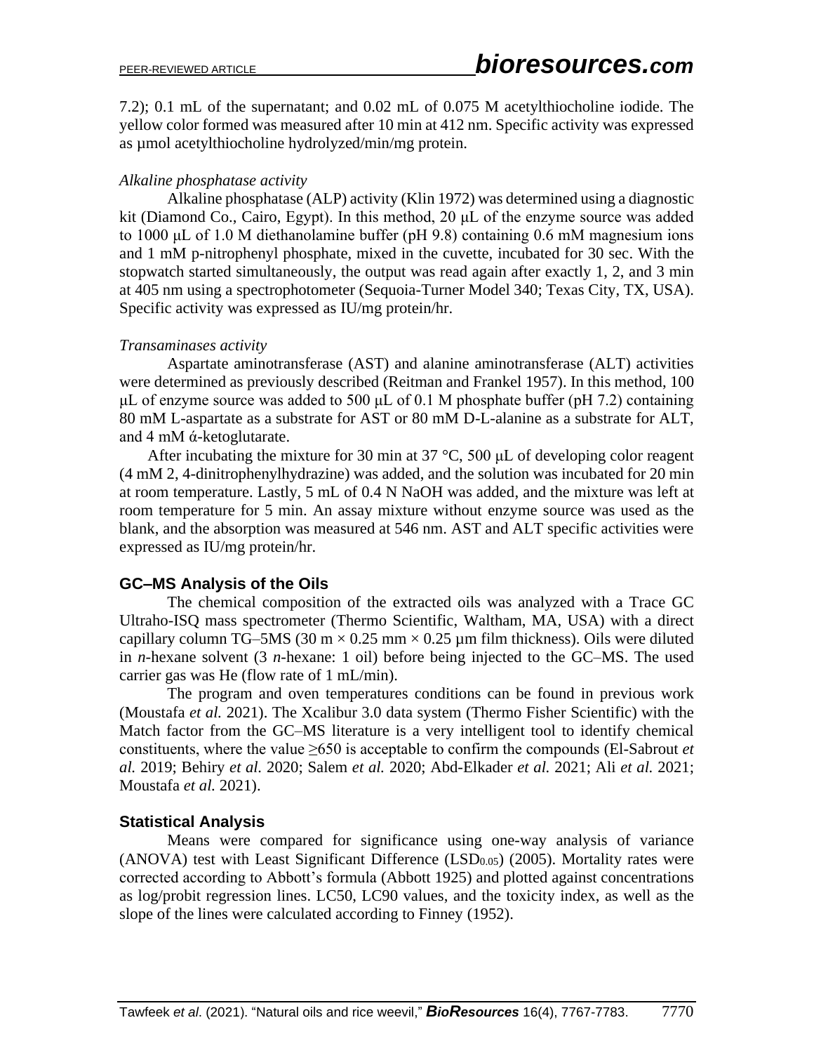7.2); 0.1 mL of the supernatant; and 0.02 mL of 0.075 M acetylthiocholine iodide. The yellow color formed was measured after 10 min at 412 nm. Specific activity was expressed as µmol acetylthiocholine hydrolyzed/min/mg protein.

*Alkaline phosphatase activity*

Alkaline phosphatase (ALP) activity (Klin 1972) was determined using a diagnostic kit (Diamond Co., Cairo, Egypt). In this method, 20 µL of the enzyme source was added to 1000 µL of 1.0 M diethanolamine buffer (pH 9.8) containing 0.6 mM magnesium ions and 1 mM p-nitrophenyl phosphate, mixed in the cuvette, incubated for 30 sec. With the stopwatch started simultaneously, the output was read again after exactly 1, 2, and 3 min at 405 nm using a spectrophotometer (Sequoia-Turner Model 340; Texas City, TX, USA). Specific activity was expressed as IU/mg protein/hr.

*Transaminases activity*

Aspartate aminotransferase (AST) and alanine aminotransferase (ALT) activities were determined as previously described (Reitman and Frankel 1957). In this method, 100 µL of enzyme source was added to 500 µL of 0.1 M phosphate buffer (pH 7.2) containing 80 mM L-aspartate as a substrate for AST or 80 mM D-L-alanine as a substrate for ALT, and 4 mM ά-ketoglutarate.

After incubating the mixture for 30 min at 37 °C, 500 µL of developing color reagent (4 mM 2, 4-dinitrophenylhydrazine) was added, and the solution was incubated for 20 min at room temperature. Lastly, 5 mL of 0.4 N NaOH was added, and the mixture was left at room temperature for 5 min. An assay mixture without enzyme source was used as the blank, and the absorption was measured at 546 nm. AST and ALT specific activities were expressed as IU/mg protein/hr.

## GC–MS Analysis of the Oils

The chemical composition of the extracted oils was analyzed with a Trace GC Ultraho-ISQ mass spectrometer (Thermo Scientific, Waltham, MA, USA) with a direct capillary column TG–5MS (30 m × 0.25 mm × 0.25 µm film thickness). Oils were diluted in *n*-hexane solvent (3 *n*-hexane: 1 oil) before being injected to the GC–MS. The used carrier gas was He (flow rate of 1 mL/min).

The program and oven temperatures conditions can be found in previous work (Moustafa *et al.* 2021). The Xcalibur 3.0 data system (Thermo Fisher Scientific) with the Match factor from the GC–MS literature is a very intelligent tool to identify chemical constituents, where the value ≥650 is acceptable to confirm the compounds (El-Sabrout *et al.* 2019; Behiry *et al.* 2020; Salem *et al.* 2020; Abd-Elkader *et al.* 2021; Ali *et al.* 2021; Moustafa *et al.* 2021).

## Statistical Analysis

Means were compared for significance using one-way analysis of variance (ANOVA) test with Least Significant Difference ($LSD_{0.05}$) (2005). Mortality rates were corrected according to Abbott's formula (Abbott 1925) and plotted against concentrations as log/probit regression lines. LC50, LC90 values, and the toxicity index, as well as the slope of the lines were calculated according to Finney (1952).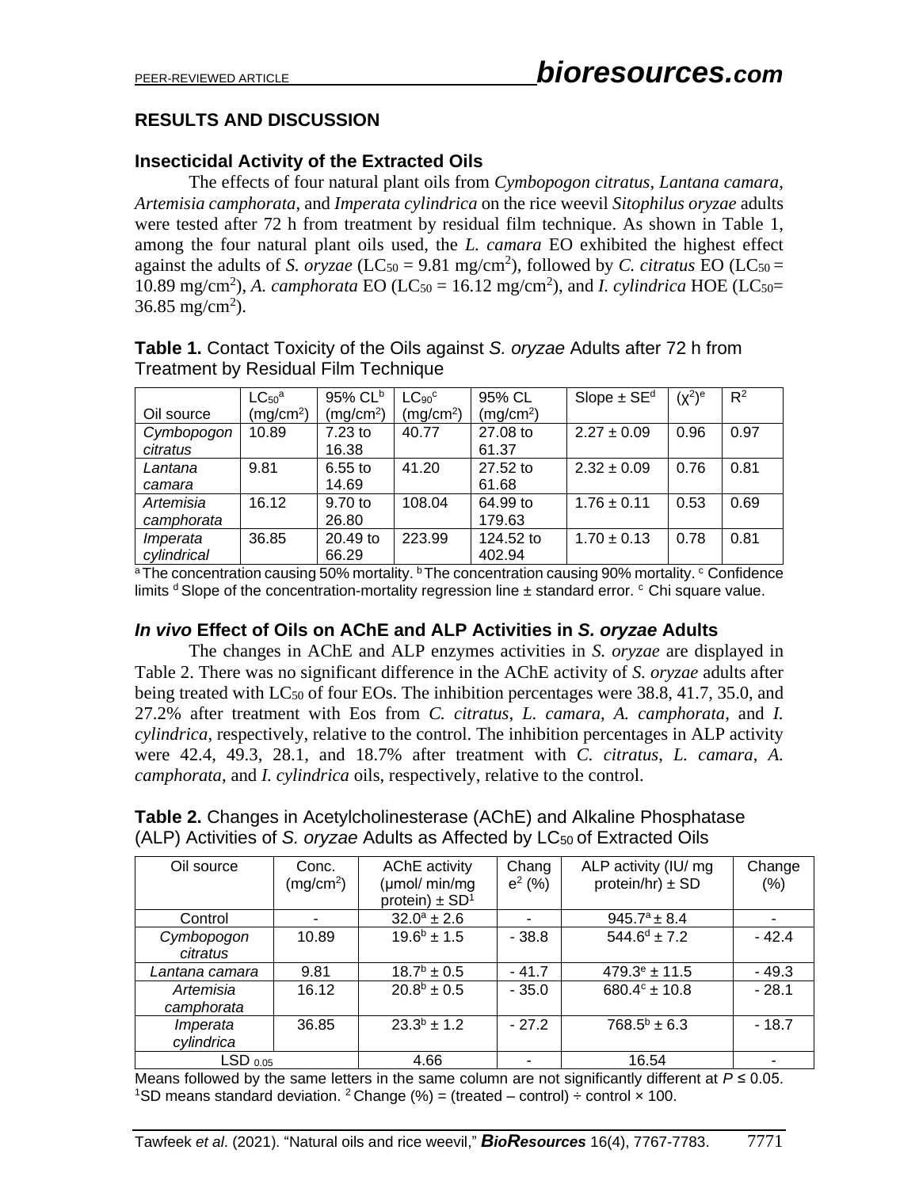## RESULTS AND DISCUSSION

### Insecticidal Activity of the Extracted Oils

The effects of four natural plant oils from *Cymbopogon citratus*, *Lantana camara*, *Artemisia camphorata*, and *Imperata cylindrica* on the rice weevil *Sitophilus oryzae* adults were tested after 72 h from treatment by residual film technique. As shown in Table 1, among the four natural plant oils used, the *L. camara* EO exhibited the highest effect against the adults of *S. oryzae* ($LC_{50}$ = 9.81 mg/cm$^2$), followed by *C. citratus* EO ($LC_{50}$ = 10.89 mg/cm$^2$), *A. camphorata* EO ($LC_{50}$ = 16.12 mg/cm$^2$), and *I. cylindrica* HOE ($LC_{50}$= 36.85 mg/cm$^2$).

**Table 1.** Contact Toxicity of the Oils against *S. oryzae* Adults after 72 h from Treatment by Residual Film Technique

| Oil source | $LC_{50}$[a] (mg/cm$^2$) | 95% CL[b] (mg/cm$^2$) | $LC_{90}$[c] (mg/cm$^2$) | 95% CL (mg/cm$^2$) | Slope ± SE[d] | $(\chi^2)^e$ | $R^2$ |
|---|---|---|---|---|---|---|---|
| *Cymbopogon citratus* | 10.89 | 7.23 to 16.38 | 40.77 | 27.08 to 61.37 | 2.27 ± 0.09 | 0.96 | 0.97 |
| *Lantana camara* | 9.81 | 6.55 to 14.69 | 41.20 | 27.52 to 61.68 | 2.32 ± 0.09 | 0.76 | 0.81 |
| *Artemisia camphorata* | 16.12 | 9.70 to 26.80 | 108.04 | 64.99 to 179.63 | 1.76 ± 0.11 | 0.53 | 0.69 |
| *Imperata cylindrical* | 36.85 | 20.49 to 66.29 | 223.99 | 124.52 to 402.94 | 1.70 ± 0.13 | 0.78 | 0.81 |

[a] The concentration causing 50% mortality. [b] The concentration causing 90% mortality. [c] Confidence limits [d] Slope of the concentration-mortality regression line ± standard error. [c] Chi square value.

### *In vivo* Effect of Oils on AChE and ALP Activities in *S. oryzae* Adults

The changes in AChE and ALP enzymes activities in *S. oryzae* are displayed in Table 2. There was no significant difference in the AChE activity of *S. oryzae* adults after being treated with $LC_{50}$ of four EOs. The inhibition percentages were 38.8, 41.7, 35.0, and 27.2% after treatment with Eos from *C. citratus*, *L. camara*, *A. camphorata*, and *I. cylindrica*, respectively, relative to the control. The inhibition percentages in ALP activity were 42.4, 49.3, 28.1, and 18.7% after treatment with *C. citratus*, *L. camara*, *A. camphorata*, and *I. cylindrica* oils, respectively, relative to the control.

**Table 2.** Changes in Acetylcholinesterase (AChE) and Alkaline Phosphatase (ALP) Activities of *S. oryzae* Adults as Affected by $LC_{50}$ of Extracted Oils

| Oil source | Conc. (mg/cm$^2$) | AChE activity (μmol/ min/mg protein) ± SD[1] | Change[2] (%) | ALP activity (IU/ mg protein/hr) ± SD | Change (%) |
|---|---|---|---|---|---|
| Control | - | $32.0^a$ ± 2.6 | - | $945.7^a$ ± 8.4 | - |
| *Cymbopogon citratus* | 10.89 | $19.6^b$ ± 1.5 | - 38.8 | $544.6^d$ ± 7.2 | - 42.4 |
| *Lantana camara* | 9.81 | $18.7^b$ ± 0.5 | - 41.7 | $479.3^e$ ± 11.5 | - 49.3 |
| *Artemisia camphorata* | 16.12 | $20.8^b$ ± 0.5 | - 35.0 | $680.4^c$ ± 10.8 | - 28.1 |
| *Imperata cylindrica* | 36.85 | $23.3^b$ ± 1.2 | - 27.2 | $768.5^b$ ± 6.3 | - 18.7 |
| $LSD_{0.05}$ | | 4.66 | - | 16.54 | - |

Means followed by the same letters in the same column are not significantly different at $P \leq 0.05$.
[1]SD means standard deviation. [2] Change (%) = (treated – control) ÷ control × 100.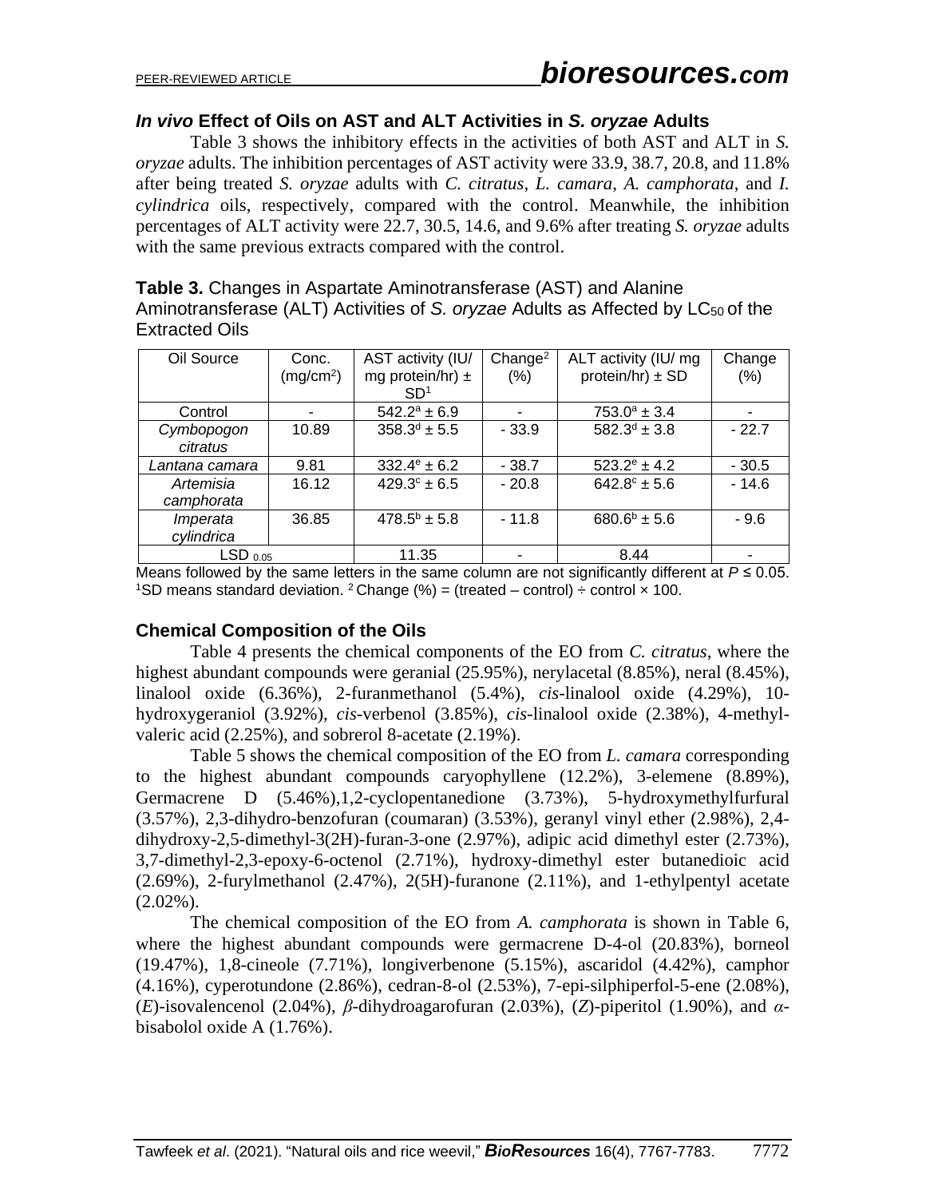### *In vivo* Effect of Oils on AST and ALT Activities in *S. oryzae* Adults

Table 3 shows the inhibitory effects in the activities of both AST and ALT in *S. oryzae* adults. The inhibition percentages of AST activity were 33.9, 38.7, 20.8, and 11.8% after being treated *S. oryzae* adults with *C. citratus*, *L. camara*, *A. camphorata*, and *I. cylindrica* oils, respectively, compared with the control. Meanwhile, the inhibition percentages of ALT activity were 22.7, 30.5, 14.6, and 9.6% after treating *S. oryzae* adults with the same previous extracts compared with the control.

**Table 3.** Changes in Aspartate Aminotransferase (AST) and Alanine Aminotransferase (ALT) Activities of *S. oryzae* Adults as Affected by $LC_{50}$ of the Extracted Oils

| Oil Source | Conc. (mg/cm$^2$) | AST activity (IU/ mg protein/hr) ± SD[1] | Change[2] (%) | ALT activity (IU/ mg protein/hr) ± SD | Change (%) |
|---|---|---|---|---|---|
| Control | - | $542.2^a$ ± 6.9 | - | $753.0^a$ ± 3.4 | - |
| *Cymbopogon citratus* | 10.89 | $358.3^d$ ± 5.5 | - 33.9 | $582.3^d$ ± 3.8 | - 22.7 |
| *Lantana camara* | 9.81 | $332.4^e$ ± 6.2 | - 38.7 | $523.2^e$ ± 4.2 | - 30.5 |
| *Artemisia camphorata* | 16.12 | $429.3^c$ ± 6.5 | - 20.8 | $642.8^c$ ± 5.6 | - 14.6 |
| *Imperata cylindrica* | 36.85 | $478.5^b$ ± 5.8 | - 11.8 | $680.6^b$ ± 5.6 | - 9.6 |
| $LSD_{0.05}$ | | 11.35 | - | 8.44 | - |

Means followed by the same letters in the same column are not significantly different at $P \leq 0.05$.
[1]SD means standard deviation. [2] Change (%) = (treated – control) ÷ control × 100.

### Chemical Composition of the Oils

Table 4 presents the chemical components of the EO from *C. citratus*, where the highest abundant compounds were geranial (25.95%), nerylacetal (8.85%), neral (8.45%), linalool oxide (6.36%), 2-furanmethanol (5.4%), *cis*-linalool oxide (4.29%), 10-hydroxygeraniol (3.92%), *cis*-verbenol (3.85%), *cis*-linalool oxide (2.38%), 4-methyl-valeric acid (2.25%), and sobrerol 8-acetate (2.19%).

Table 5 shows the chemical composition of the EO from *L. camara* corresponding to the highest abundant compounds caryophyllene (12.2%), 3-elemene (8.89%), Germacrene D (5.46%),1,2-cyclopentanedione (3.73%), 5-hydroxymethylfurfural (3.57%), 2,3-dihydro-benzofuran (coumaran) (3.53%), geranyl vinyl ether (2.98%), 2,4-dihydroxy-2,5-dimethyl-3(2H)-furan-3-one (2.97%), adipic acid dimethyl ester (2.73%), 3,7-dimethyl-2,3-epoxy-6-octenol (2.71%), hydroxy-dimethyl ester butanedioic acid (2.69%), 2-furylmethanol (2.47%), 2(5H)-furanone (2.11%), and 1-ethylpentyl acetate (2.02%).

The chemical composition of the EO from *A. camphorata* is shown in Table 6, where the highest abundant compounds were germacrene D-4-ol (20.83%), borneol (19.47%), 1,8-cineole (7.71%), longiverbenone (5.15%), ascaridol (4.42%), camphor (4.16%), cyperotundone (2.86%), cedran-8-ol (2.53%), 7-epi-silphiperfol-5-ene (2.08%), (*E*)-isovalencenol (2.04%), *β*-dihydroagarofuran (2.03%), (*Z*)-piperitol (1.90%), and *α*-bisabolol oxide A (1.76%).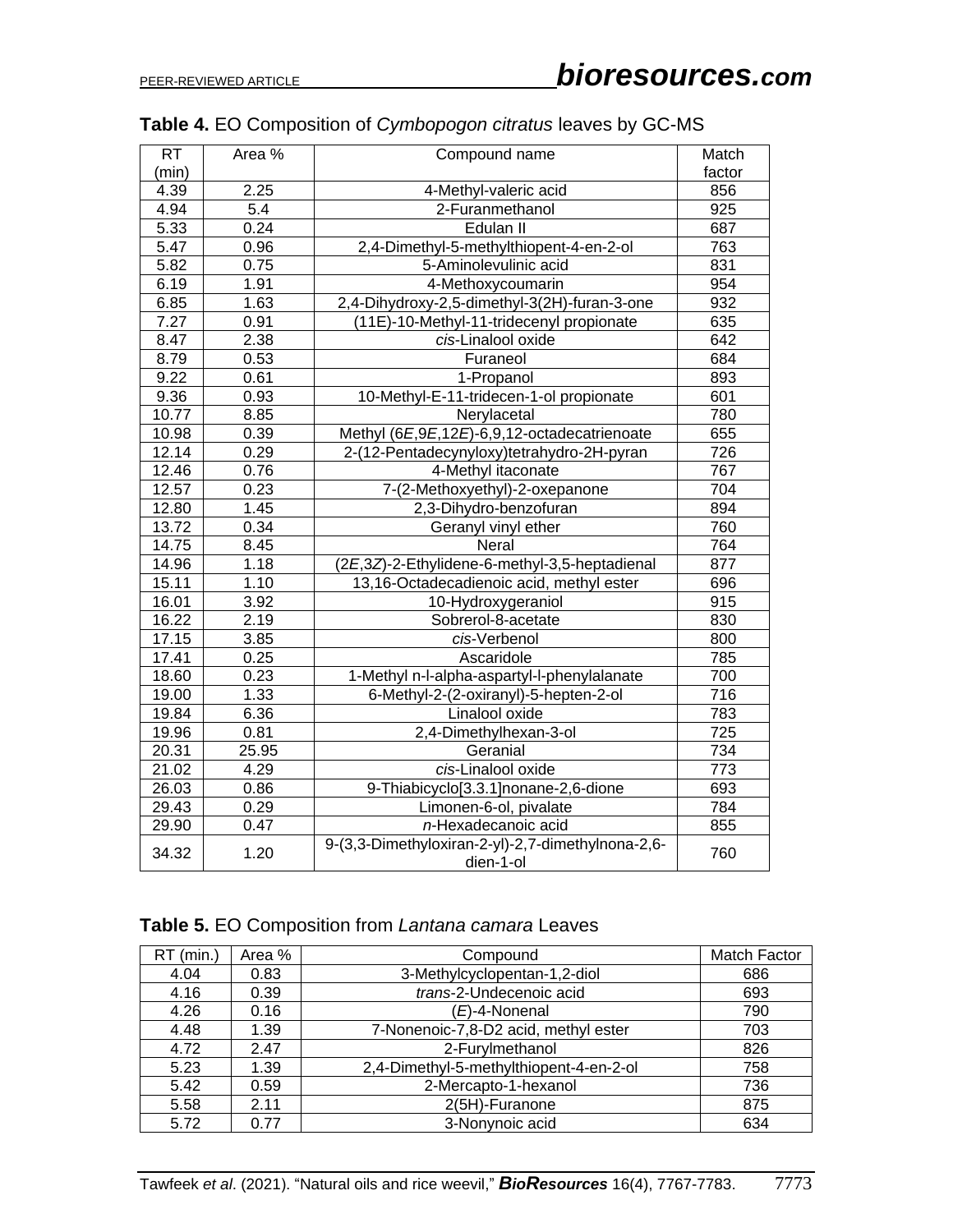**Table 4.** EO Composition of *Cymbopogon citratus* leaves by GC-MS

| RT (min) | Area % | Compound name | Match factor |
|---|---|---|---|
| 4.39 | 2.25 | 4-Methyl-valeric acid | 856 |
| 4.94 | 5.4 | 2-Furanmethanol | 925 |
| 5.33 | 0.24 | Edulan II | 687 |
| 5.47 | 0.96 | 2,4-Dimethyl-5-methylthiopent-4-en-2-ol | 763 |
| 5.82 | 0.75 | 5-Aminolevulinic acid | 831 |
| 6.19 | 1.91 | 4-Methoxycoumarin | 954 |
| 6.85 | 1.63 | 2,4-Dihydroxy-2,5-dimethyl-3(2H)-furan-3-one | 932 |
| 7.27 | 0.91 | (11E)-10-Methyl-11-tridecenyl propionate | 635 |
| 8.47 | 2.38 | *cis*-Linalool oxide | 642 |
| 8.79 | 0.53 | Furaneol | 684 |
| 9.22 | 0.61 | 1-Propanol | 893 |
| 9.36 | 0.93 | 10-Methyl-E-11-tridecen-1-ol propionate | 601 |
| 10.77 | 8.85 | Nerylacetal | 780 |
| 10.98 | 0.39 | Methyl (6*E*,9*E*,12*E*)-6,9,12-octadecatrienoate | 655 |
| 12.14 | 0.29 | 2-(12-Pentadecynyloxy)tetrahydro-2H-pyran | 726 |
| 12.46 | 0.76 | 4-Methyl itaconate | 767 |
| 12.57 | 0.23 | 7-(2-Methoxyethyl)-2-oxepanone | 704 |
| 12.80 | 1.45 | 2,3-Dihydro-benzofuran | 894 |
| 13.72 | 0.34 | Geranyl vinyl ether | 760 |
| 14.75 | 8.45 | Neral | 764 |
| 14.96 | 1.18 | (2*E*,3*Z*)-2-Ethylidene-6-methyl-3,5-heptadienal | 877 |
| 15.11 | 1.10 | 13,16-Octadecadienoic acid, methyl ester | 696 |
| 16.01 | 3.92 | 10-Hydroxygeraniol | 915 |
| 16.22 | 2.19 | Sobrerol-8-acetate | 830 |
| 17.15 | 3.85 | *cis*-Verbenol | 800 |
| 17.41 | 0.25 | Ascaridole | 785 |
| 18.60 | 0.23 | 1-Methyl n-l-alpha-aspartyl-l-phenylalanate | 700 |
| 19.00 | 1.33 | 6-Methyl-2-(2-oxiranyl)-5-hepten-2-ol | 716 |
| 19.84 | 6.36 | Linalool oxide | 783 |
| 19.96 | 0.81 | 2,4-Dimethylhexan-3-ol | 725 |
| 20.31 | 25.95 | Geranial | 734 |
| 21.02 | 4.29 | *cis*-Linalool oxide | 773 |
| 26.03 | 0.86 | 9-Thiabicyclo[3.3.1]nonane-2,6-dione | 693 |
| 29.43 | 0.29 | Limonen-6-ol, pivalate | 784 |
| 29.90 | 0.47 | *n*-Hexadecanoic acid | 855 |
| 34.32 | 1.20 | 9-(3,3-Dimethyloxiran-2-yl)-2,7-dimethylnona-2,6-dien-1-ol | 760 |

**Table 5.** EO Composition from *Lantana camara* Leaves

| RT (min.) | Area % | Compound | Match Factor |
|---|---|---|---|
| 4.04 | 0.83 | 3-Methylcyclopentan-1,2-diol | 686 |
| 4.16 | 0.39 | *trans*-2-Undecenoic acid | 693 |
| 4.26 | 0.16 | (*E*)-4-Nonenal | 790 |
| 4.48 | 1.39 | 7-Nonenoic-7,8-D2 acid, methyl ester | 703 |
| 4.72 | 2.47 | 2-Furylmethanol | 826 |
| 5.23 | 1.39 | 2,4-Dimethyl-5-methylthiopent-4-en-2-ol | 758 |
| 5.42 | 0.59 | 2-Mercapto-1-hexanol | 736 |
| 5.58 | 2.11 | 2(5H)-Furanone | 875 |
| 5.72 | 0.77 | 3-Nonynoic acid | 634 |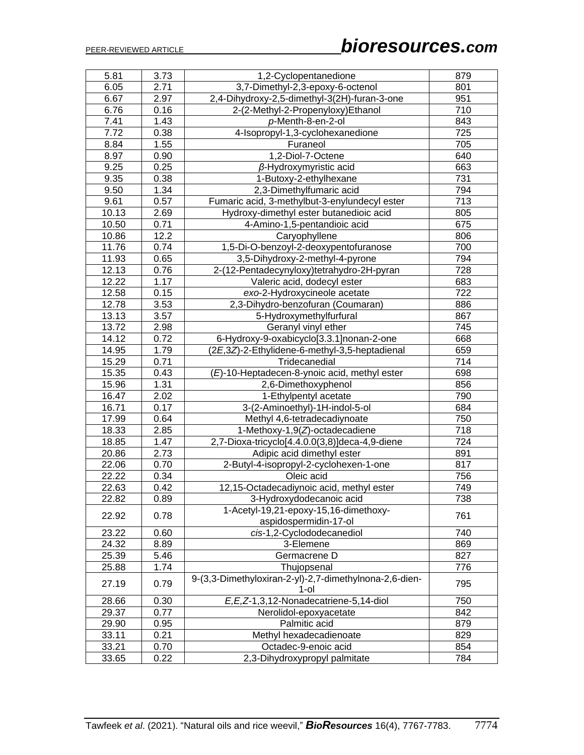| 5.81 | 3.73 | 1,2-Cyclopentanedione | 879 |
|---|---|---|---|
| 6.05 | 2.71 | 3,7-Dimethyl-2,3-epoxy-6-octenol | 801 |
| 6.67 | 2.97 | 2,4-Dihydroxy-2,5-dimethyl-3(2H)-furan-3-one | 951 |
| 6.76 | 0.16 | 2-(2-Methyl-2-Propenyloxy)Ethanol | 710 |
| 7.41 | 1.43 | *p*-Menth-8-en-2-ol | 843 |
| 7.72 | 0.38 | 4-Isopropyl-1,3-cyclohexanedione | 725 |
| 8.84 | 1.55 | Furaneol | 705 |
| 8.97 | 0.90 | 1,2-Diol-7-Octene | 640 |
| 9.25 | 0.25 | *β*-Hydroxymyristic acid | 663 |
| 9.35 | 0.38 | 1-Butoxy-2-ethylhexane | 731 |
| 9.50 | 1.34 | 2,3-Dimethylfumaric acid | 794 |
| 9.61 | 0.57 | Fumaric acid, 3-methylbut-3-enylundecyl ester | 713 |
| 10.13 | 2.69 | Hydroxy-dimethyl ester butanedioic acid | 805 |
| 10.50 | 0.71 | 4-Amino-1,5-pentandioic acid | 675 |
| 10.86 | 12.2 | Caryophyllene | 806 |
| 11.76 | 0.74 | 1,5-Di-O-benzoyl-2-deoxypentofuranose | 700 |
| 11.93 | 0.65 | 3,5-Dihydroxy-2-methyl-4-pyrone | 794 |
| 12.13 | 0.76 | 2-(12-Pentadecynyloxy)tetrahydro-2H-pyran | 728 |
| 12.22 | 1.17 | Valeric acid, dodecyl ester | 683 |
| 12.58 | 0.15 | *exo*-2-Hydroxycineole acetate | 722 |
| 12.78 | 3.53 | 2,3-Dihydro-benzofuran (Coumaran) | 886 |
| 13.13 | 3.57 | 5-Hydroxymethylfurfural | 867 |
| 13.72 | 2.98 | Geranyl vinyl ether | 745 |
| 14.12 | 0.72 | 6-Hydroxy-9-oxabicyclo[3.3.1]nonan-2-one | 668 |
| 14.95 | 1.79 | (2*E*,3*Z*)-2-Ethylidene-6-methyl-3,5-heptadienal | 659 |
| 15.29 | 0.71 | Tridecanedial | 714 |
| 15.35 | 0.43 | (*E*)-10-Heptadecen-8-ynoic acid, methyl ester | 698 |
| 15.96 | 1.31 | 2,6-Dimethoxyphenol | 856 |
| 16.47 | 2.02 | 1-Ethylpentyl acetate | 790 |
| 16.71 | 0.17 | 3-(2-Aminoethyl)-1H-indol-5-ol | 684 |
| 17.99 | 0.64 | Methyl 4,6-tetradecadiynoate | 750 |
| 18.33 | 2.85 | 1-Methoxy-1,9(*Z*)-octadecadiene | 718 |
| 18.85 | 1.47 | 2,7-Dioxa-tricyclo[4.4.0.0(3,8)]deca-4,9-diene | 724 |
| 20.86 | 2.73 | Adipic acid dimethyl ester | 891 |
| 22.06 | 0.70 | 2-Butyl-4-isopropyl-2-cyclohexen-1-one | 817 |
| 22.22 | 0.34 | Oleic acid | 756 |
| 22.63 | 0.42 | 12,15-Octadecadiynoic acid, methyl ester | 749 |
| 22.82 | 0.89 | 3-Hydroxydodecanoic acid | 738 |
| 22.92 | 0.78 | 1-Acetyl-19,21-epoxy-15,16-dimethoxy-aspidospermidin-17-ol | 761 |
| 23.22 | 0.60 | *cis*-1,2-Cyclododecanediol | 740 |
| 24.32 | 8.89 | 3-Elemene | 869 |
| 25.39 | 5.46 | Germacrene D | 827 |
| 25.88 | 1.74 | Thujopsenal | 776 |
| 27.19 | 0.79 | 9-(3,3-Dimethyloxiran-2-yl)-2,7-dimethylnona-2,6-dien-1-ol | 795 |
| 28.66 | 0.30 | *E,E,Z*-1,3,12-Nonadecatriene-5,14-diol | 750 |
| 29.37 | 0.77 | Nerolidol-epoxyacetate | 842 |
| 29.90 | 0.95 | Palmitic acid | 879 |
| 33.11 | 0.21 | Methyl hexadecadienoate | 829 |
| 33.21 | 0.70 | Octadec-9-enoic acid | 854 |
| 33.65 | 0.22 | 2,3-Dihydroxypropyl palmitate | 784 |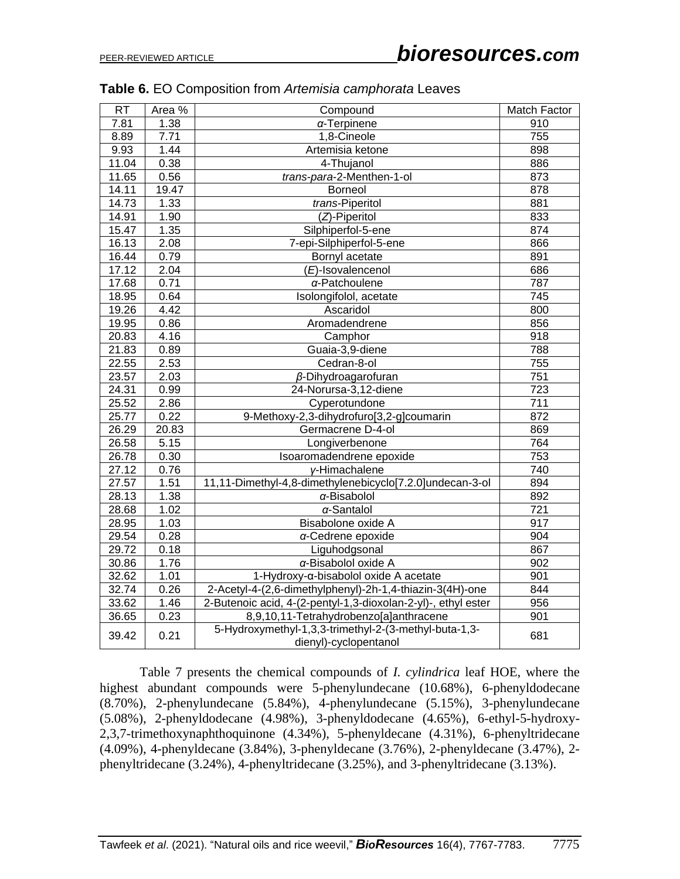**Table 6.** EO Composition from *Artemisia camphorata* Leaves

| RT | Area % | Compound | Match Factor |
|---|---|---|---|
| 7.81 | 1.38 | *α*-Terpinene | 910 |
| 8.89 | 7.71 | 1,8-Cineole | 755 |
| 9.93 | 1.44 | Artemisia ketone | 898 |
| 11.04 | 0.38 | 4-Thujanol | 886 |
| 11.65 | 0.56 | *trans*-*para*-2-Menthen-1-ol | 873 |
| 14.11 | 19.47 | Borneol | 878 |
| 14.73 | 1.33 | *trans*-Piperitol | 881 |
| 14.91 | 1.90 | (*Z*)-Piperitol | 833 |
| 15.47 | 1.35 | Silphiperfol-5-ene | 874 |
| 16.13 | 2.08 | 7-epi-Silphiperfol-5-ene | 866 |
| 16.44 | 0.79 | Bornyl acetate | 891 |
| 17.12 | 2.04 | (*E*)-Isovalencenol | 686 |
| 17.68 | 0.71 | *α*-Patchoulene | 787 |
| 18.95 | 0.64 | Isolongifolol, acetate | 745 |
| 19.26 | 4.42 | Ascaridol | 800 |
| 19.95 | 0.86 | Aromadendrene | 856 |
| 20.83 | 4.16 | Camphor | 918 |
| 21.83 | 0.89 | Guaia-3,9-diene | 788 |
| 22.55 | 2.53 | Cedran-8-ol | 755 |
| 23.57 | 2.03 | *β*-Dihydroagarofuran | 751 |
| 24.31 | 0.99 | 24-Norursa-3,12-diene | 723 |
| 25.52 | 2.86 | Cyperotundone | 711 |
| 25.77 | 0.22 | 9-Methoxy-2,3-dihydrofuro[3,2-g]coumarin | 872 |
| 26.29 | 20.83 | Germacrene D-4-ol | 869 |
| 26.58 | 5.15 | Longiverbenone | 764 |
| 26.78 | 0.30 | Isoaromadendrene epoxide | 753 |
| 27.12 | 0.76 | *γ*-Himachalene | 740 |
| 27.57 | 1.51 | 11,11-Dimethyl-4,8-dimethylenebicyclo[7.2.0]undecan-3-ol | 894 |
| 28.13 | 1.38 | *α*-Bisabolol | 892 |
| 28.68 | 1.02 | *α*-Santalol | 721 |
| 28.95 | 1.03 | Bisabolone oxide A | 917 |
| 29.54 | 0.28 | *α*-Cedrene epoxide | 904 |
| 29.72 | 0.18 | Liguhodgsonal | 867 |
| 30.86 | 1.76 | *α*-Bisabolol oxide A | 902 |
| 32.62 | 1.01 | 1-Hydroxy-α-bisabolol oxide A acetate | 901 |
| 32.74 | 0.26 | 2-Acetyl-4-(2,6-dimethylphenyl)-2h-1,4-thiazin-3(4H)-one | 844 |
| 33.62 | 1.46 | 2-Butenoic acid, 4-(2-pentyl-1,3-dioxolan-2-yl)-, ethyl ester | 956 |
| 36.65 | 0.23 | 8,9,10,11-Tetrahydrobenzo[a]anthracene | 901 |
| 39.42 | 0.21 | 5-Hydroxymethyl-1,3,3-trimethyl-2-(3-methyl-buta-1,3-dienyl)-cyclopentanol | 681 |

Table 7 presents the chemical compounds of *I. cylindrica* leaf HOE, where the highest abundant compounds were 5-phenylundecane (10.68%), 6-phenyldodecane (8.70%), 2-phenylundecane (5.84%), 4-phenylundecane (5.15%), 3-phenylundecane (5.08%), 2-phenyldodecane (4.98%), 3-phenyldodecane (4.65%), 6-ethyl-5-hydroxy-2,3,7-trimethoxynaphthoquinone (4.34%), 5-phenyldecane (4.31%), 6-phenyltridecane (4.09%), 4-phenyldecane (3.84%), 3-phenyldecane (3.76%), 2-phenyldecane (3.47%), 2-phenyltridecane (3.24%), 4-phenyltridecane (3.25%), and 3-phenyltridecane (3.13%).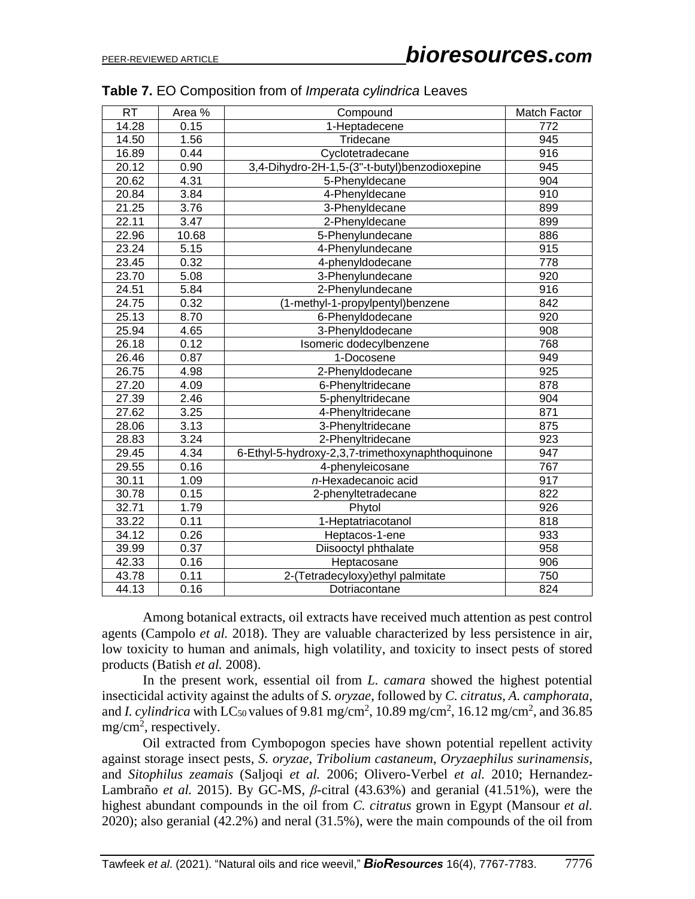**Table 7.** EO Composition from of *Imperata cylindrica* Leaves

| RT | Area % | Compound | Match Factor |
|---|---|---|---|
| 14.28 | 0.15 | 1-Heptadecene | 772 |
| 14.50 | 1.56 | Tridecane | 945 |
| 16.89 | 0.44 | Cyclotetradecane | 916 |
| 20.12 | 0.90 | 3,4-Dihydro-2H-1,5-(3''-t-butyl)benzodioxepine | 945 |
| 20.62 | 4.31 | 5-Phenyldecane | 904 |
| 20.84 | 3.84 | 4-Phenyldecane | 910 |
| 21.25 | 3.76 | 3-Phenyldecane | 899 |
| 22.11 | 3.47 | 2-Phenyldecane | 899 |
| 22.96 | 10.68 | 5-Phenylundecane | 886 |
| 23.24 | 5.15 | 4-Phenylundecane | 915 |
| 23.45 | 0.32 | 4-phenyldodecane | 778 |
| 23.70 | 5.08 | 3-Phenylundecane | 920 |
| 24.51 | 5.84 | 2-Phenylundecane | 916 |
| 24.75 | 0.32 | (1-methyl-1-propylpentyl)benzene | 842 |
| 25.13 | 8.70 | 6-Phenyldodecane | 920 |
| 25.94 | 4.65 | 3-Phenyldodecane | 908 |
| 26.18 | 0.12 | Isomeric dodecylbenzene | 768 |
| 26.46 | 0.87 | 1-Docosene | 949 |
| 26.75 | 4.98 | 2-Phenyldodecane | 925 |
| 27.20 | 4.09 | 6-Phenyltridecane | 878 |
| 27.39 | 2.46 | 5-phenyltridecane | 904 |
| 27.62 | 3.25 | 4-Phenyltridecane | 871 |
| 28.06 | 3.13 | 3-Phenyltridecane | 875 |
| 28.83 | 3.24 | 2-Phenyltridecane | 923 |
| 29.45 | 4.34 | 6-Ethyl-5-hydroxy-2,3,7-trimethoxynaphthoquinone | 947 |
| 29.55 | 0.16 | 4-phenyleicosane | 767 |
| 30.11 | 1.09 | *n*-Hexadecanoic acid | 917 |
| 30.78 | 0.15 | 2-phenyltetradecane | 822 |
| 32.71 | 1.79 | Phytol | 926 |
| 33.22 | 0.11 | 1-Heptatriacotanol | 818 |
| 34.12 | 0.26 | Heptacos-1-ene | 933 |
| 39.99 | 0.37 | Diisooctyl phthalate | 958 |
| 42.33 | 0.16 | Heptacosane | 906 |
| 43.78 | 0.11 | 2-(Tetradecyloxy)ethyl palmitate | 750 |
| 44.13 | 0.16 | Dotriacontane | 824 |

Among botanical extracts, oil extracts have received much attention as pest control agents (Campolo *et al.* 2018). They are valuable characterized by less persistence in air, low toxicity to human and animals, high volatility, and toxicity to insect pests of stored products (Batish *et al.* 2008).

In the present work, essential oil from *L. camara* showed the highest potential insecticidal activity against the adults of *S. oryzae*, followed by *C. citratus*, *A. camphorata*, and *I. cylindrica* with $LC_{50}$ values of 9.81 mg/cm$^2$, 10.89 mg/cm$^2$, 16.12 mg/cm$^2$, and 36.85 mg/cm$^2$, respectively.

Oil extracted from Cymbopogon species have shown potential repellent activity against storage insect pests, *S. oryzae*, *Tribolium castaneum*, *Oryzaephilus surinamensis*, and *Sitophilus zeamais* (Saljoqi *et al.* 2006; Olivero-Verbel *et al.* 2010; Hernandez-Lambraño *et al.* 2015). By GC-MS, *β*-citral (43.63%) and geranial (41.51%), were the highest abundant compounds in the oil from *C. citratus* grown in Egypt (Mansour *et al.* 2020); also geranial (42.2%) and neral (31.5%), were the main compounds of the oil from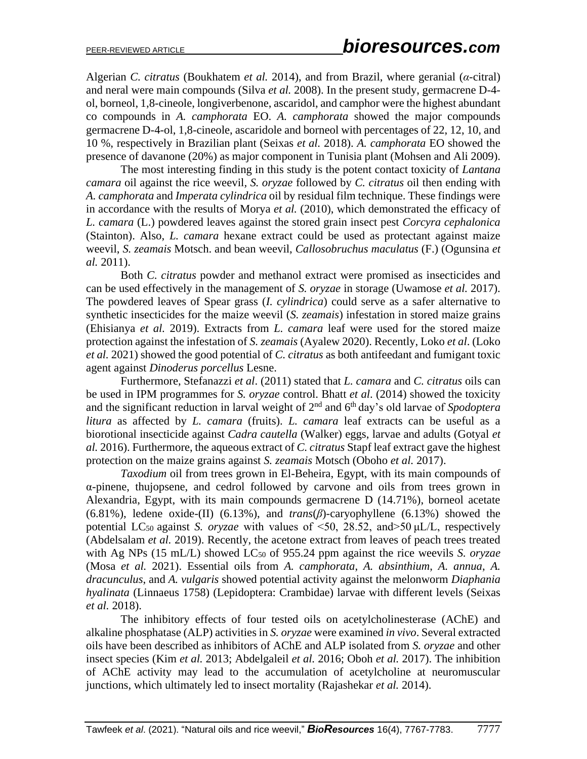Algerian *C. citratus* (Boukhatem *et al.* 2014), and from Brazil, where geranial (*α*-citral) and neral were main compounds (Silva *et al.* 2008). In the present study, germacrene D-4-ol, borneol, 1,8-cineole, longiverbenone, ascaridol, and camphor were the highest abundant co compounds in *A. camphorata* EO. *A. camphorata* showed the major compounds germacrene D-4-ol, 1,8-cineole, ascaridole and borneol with percentages of 22, 12, 10, and 10 %, respectively in Brazilian plant (Seixas *et al.* 2018). *A. camphorata* EO showed the presence of davanone (20%) as major component in Tunisia plant (Mohsen and Ali 2009).

The most interesting finding in this study is the potent contact toxicity of *Lantana camara* oil against the rice weevil, *S. oryzae* followed by *C. citratus* oil then ending with *A. camphorata* and *Imperata cylindrica* oil by residual film technique. These findings were in accordance with the results of Morya *et al.* (2010), which demonstrated the efficacy of *L. camara* (L.) powdered leaves against the stored grain insect pest *Corcyra cephalonica* (Stainton). Also, *L. camara* hexane extract could be used as protectant against maize weevil, *S. zeamais* Motsch. and bean weevil, *Callosobruchus maculatus* (F.) (Ogunsina *et al.* 2011).

Both *C. citratus* powder and methanol extract were promised as insecticides and can be used effectively in the management of *S. oryzae* in storage (Uwamose *et al.* 2017). The powdered leaves of Spear grass (*I. cylindrica*) could serve as a safer alternative to synthetic insecticides for the maize weevil (*S. zeamais*) infestation in stored maize grains (Ehisianya *et al.* 2019). Extracts from *L. camara* leaf were used for the stored maize protection against the infestation of *S. zeamais* (Ayalew 2020). Recently, Loko *et al*. (Loko *et al.* 2021) showed the good potential of *C. citratus* as both antifeedant and fumigant toxic agent against *Dinoderus porcellus* Lesne.

Furthermore, Stefanazzi *et al*. (2011) stated that *L. camara* and *C. citratus* oils can be used in IPM programmes for *S. oryzae* control. Bhatt *et al*. (2014) showed the toxicity and the significant reduction in larval weight of 2nd and 6th day's old larvae of *Spodoptera litura* as affected by *L. camara* (fruits). *L. camara* leaf extracts can be useful as a biorotional insecticide against *Cadra cautella* (Walker) eggs, larvae and adults (Gotyal *et al.* 2016). Furthermore, the aqueous extract of *C. citratus* Stapf leaf extract gave the highest protection on the maize grains against *S. zeamais* Motsch (Oboho *et al.* 2017).

*Taxodium* oil from trees grown in El-Beheira, Egypt, with its main compounds of α-pinene, thujopsene, and cedrol followed by carvone and oils from trees grown in Alexandria, Egypt, with its main compounds germacrene D (14.71%), borneol acetate (6.81%), ledene oxide-(II) (6.13%), and *trans*(*β*)-caryophyllene (6.13%) showed the potential $LC_{50}$ against *S. oryzae* with values of <50, 28.52, and>50 μL/L, respectively (Abdelsalam *et al.* 2019). Recently, the acetone extract from leaves of peach trees treated with Ag NPs (15 mL/L) showed $LC_{50}$ of 955.24 ppm against the rice weevils *S. oryzae* (Mosa *et al.* 2021). Essential oils from *A. camphorata*, *A. absinthium*, *A. annua*, *A. dracunculus*, and *A. vulgaris* showed potential activity against the melonworm *Diaphania hyalinata* (Linnaeus 1758) (Lepidoptera: Crambidae) larvae with different levels (Seixas *et al.* 2018).

The inhibitory effects of four tested oils on acetylcholinesterase (AChE) and alkaline phosphatase (ALP) activities in *S. oryzae* were examined *in vivo*. Several extracted oils have been described as inhibitors of AChE and ALP isolated from *S. oryzae* and other insect species (Kim *et al.* 2013; Abdelgaleil *et al.* 2016; Oboh *et al.* 2017). The inhibition of AChE activity may lead to the accumulation of acetylcholine at neuromuscular junctions, which ultimately led to insect mortality (Rajashekar *et al.* 2014).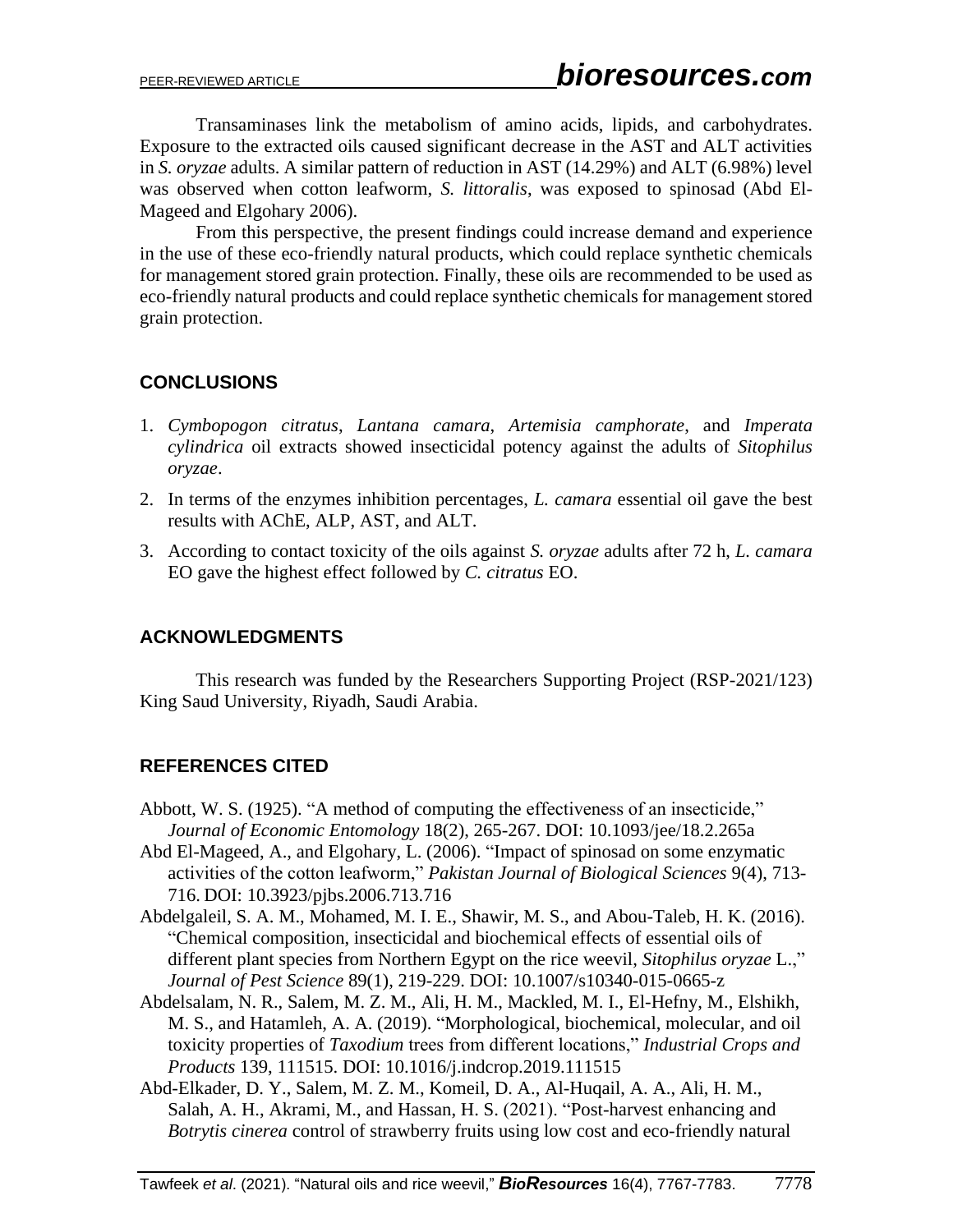Transaminases link the metabolism of amino acids, lipids, and carbohydrates. Exposure to the extracted oils caused significant decrease in the AST and ALT activities in *S. oryzae* adults. A similar pattern of reduction in AST (14.29%) and ALT (6.98%) level was observed when cotton leafworm, *S. littoralis*, was exposed to spinosad (Abd El-Mageed and Elgohary 2006).

From this perspective, the present findings could increase demand and experience in the use of these eco-friendly natural products, which could replace synthetic chemicals for management stored grain protection. Finally, these oils are recommended to be used as eco-friendly natural products and could replace synthetic chemicals for management stored grain protection.

## CONCLUSIONS

1. *Cymbopogon citratus*, *Lantana camara*, *Artemisia camphorate*, and *Imperata cylindrica* oil extracts showed insecticidal potency against the adults of *Sitophilus oryzae*.
2. In terms of the enzymes inhibition percentages, *L. camara* essential oil gave the best results with AChE, ALP, AST, and ALT.
3. According to contact toxicity of the oils against *S. oryzae* adults after 72 h, *L. camara* EO gave the highest effect followed by *C. citratus* EO.

## ACKNOWLEDGMENTS

This research was funded by the Researchers Supporting Project (RSP-2021/123) King Saud University, Riyadh, Saudi Arabia.

## REFERENCES CITED

Abbott, W. S. (1925). "A method of computing the effectiveness of an insecticide," *Journal of Economic Entomology* 18(2), 265-267. DOI: 10.1093/jee/18.2.265a

Abd El-Mageed, A., and Elgohary, L. (2006). "Impact of spinosad on some enzymatic activities of the cotton leafworm," *Pakistan Journal of Biological Sciences* 9(4), 713-716. DOI: 10.3923/pjbs.2006.713.716

Abdelgaleil, S. A. M., Mohamed, M. I. E., Shawir, M. S., and Abou-Taleb, H. K. (2016). "Chemical composition, insecticidal and biochemical effects of essential oils of different plant species from Northern Egypt on the rice weevil, *Sitophilus oryzae* L.," *Journal of Pest Science* 89(1), 219-229. DOI: 10.1007/s10340-015-0665-z

Abdelsalam, N. R., Salem, M. Z. M., Ali, H. M., Mackled, M. I., El-Hefny, M., Elshikh, M. S., and Hatamleh, A. A. (2019). "Morphological, biochemical, molecular, and oil toxicity properties of *Taxodium* trees from different locations," *Industrial Crops and Products* 139, 111515. DOI: 10.1016/j.indcrop.2019.111515

Abd-Elkader, D. Y., Salem, M. Z. M., Komeil, D. A., Al-Huqail, A. A., Ali, H. M., Salah, A. H., Akrami, M., and Hassan, H. S. (2021). "Post-harvest enhancing and *Botrytis cinerea* control of strawberry fruits using low cost and eco-friendly natural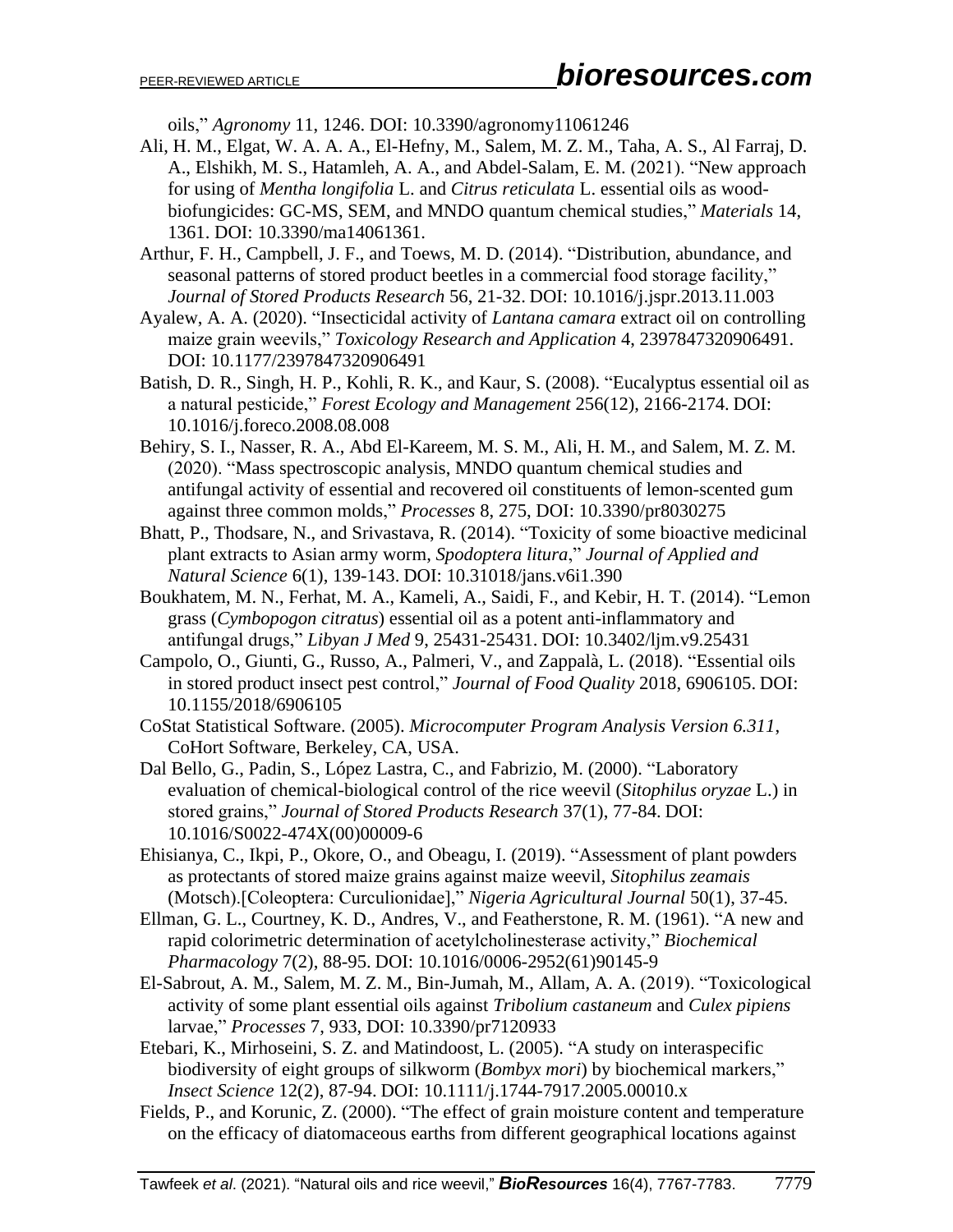oils," *Agronomy* 11, 1246. DOI: 10.3390/agronomy11061246

Ali, H. M., Elgat, W. A. A. A., El-Hefny, M., Salem, M. Z. M., Taha, A. S., Al Farraj, D. A., Elshikh, M. S., Hatamleh, A. A., and Abdel-Salam, E. M. (2021). "New approach for using of *Mentha longifolia* L. and *Citrus reticulata* L. essential oils as wood-biofungicides: GC-MS, SEM, and MNDO quantum chemical studies," *Materials* 14, 1361. DOI: 10.3390/ma14061361.

Arthur, F. H., Campbell, J. F., and Toews, M. D. (2014). "Distribution, abundance, and seasonal patterns of stored product beetles in a commercial food storage facility," *Journal of Stored Products Research* 56, 21-32. DOI: 10.1016/j.jspr.2013.11.003

Ayalew, A. A. (2020). "Insecticidal activity of *Lantana camara* extract oil on controlling maize grain weevils," *Toxicology Research and Application* 4, 2397847320906491. DOI: 10.1177/2397847320906491

Batish, D. R., Singh, H. P., Kohli, R. K., and Kaur, S. (2008). "Eucalyptus essential oil as a natural pesticide," *Forest Ecology and Management* 256(12), 2166-2174. DOI: 10.1016/j.foreco.2008.08.008

Behiry, S. I., Nasser, R. A., Abd El-Kareem, M. S. M., Ali, H. M., and Salem, M. Z. M. (2020). "Mass spectroscopic analysis, MNDO quantum chemical studies and antifungal activity of essential and recovered oil constituents of lemon-scented gum against three common molds," *Processes* 8, 275, DOI: 10.3390/pr8030275

Bhatt, P., Thodsare, N., and Srivastava, R. (2014). "Toxicity of some bioactive medicinal plant extracts to Asian army worm, *Spodoptera litura*," *Journal of Applied and Natural Science* 6(1), 139-143. DOI: 10.31018/jans.v6i1.390

Boukhatem, M. N., Ferhat, M. A., Kameli, A., Saidi, F., and Kebir, H. T. (2014). "Lemon grass (*Cymbopogon citratus*) essential oil as a potent anti-inflammatory and antifungal drugs," *Libyan J Med* 9, 25431-25431. DOI: 10.3402/ljm.v9.25431

Campolo, O., Giunti, G., Russo, A., Palmeri, V., and Zappalà, L. (2018). "Essential oils in stored product insect pest control," *Journal of Food Quality* 2018, 6906105. DOI: 10.1155/2018/6906105

CoStat Statistical Software. (2005). *Microcomputer Program Analysis Version 6.311*, CoHort Software, Berkeley, CA, USA.

Dal Bello, G., Padin, S., López Lastra, C., and Fabrizio, M. (2000). "Laboratory evaluation of chemical-biological control of the rice weevil (*Sitophilus oryzae* L.) in stored grains," *Journal of Stored Products Research* 37(1), 77-84. DOI: 10.1016/S0022-474X(00)00009-6

Ehisianya, C., Ikpi, P., Okore, O., and Obeagu, I. (2019). "Assessment of plant powders as protectants of stored maize grains against maize weevil, *Sitophilus zeamais* (Motsch).[Coleoptera: Curculionidae]," *Nigeria Agricultural Journal* 50(1), 37-45.

Ellman, G. L., Courtney, K. D., Andres, V., and Featherstone, R. M. (1961). "A new and rapid colorimetric determination of acetylcholinesterase activity," *Biochemical Pharmacology* 7(2), 88-95. DOI: 10.1016/0006-2952(61)90145-9

El-Sabrout, A. M., Salem, M. Z. M., Bin-Jumah, M., Allam, A. A. (2019). "Toxicological activity of some plant essential oils against *Tribolium castaneum* and *Culex pipiens* larvae," *Processes* 7, 933, DOI: 10.3390/pr7120933

Etebari, K., Mirhoseini, S. Z. and Matindoost, L. (2005). "A study on interaspecific biodiversity of eight groups of silkworm (*Bombyx mori*) by biochemical markers," *Insect Science* 12(2), 87-94. DOI: 10.1111/j.1744-7917.2005.00010.x

Fields, P., and Korunic, Z. (2000). "The effect of grain moisture content and temperature on the efficacy of diatomaceous earths from different geographical locations against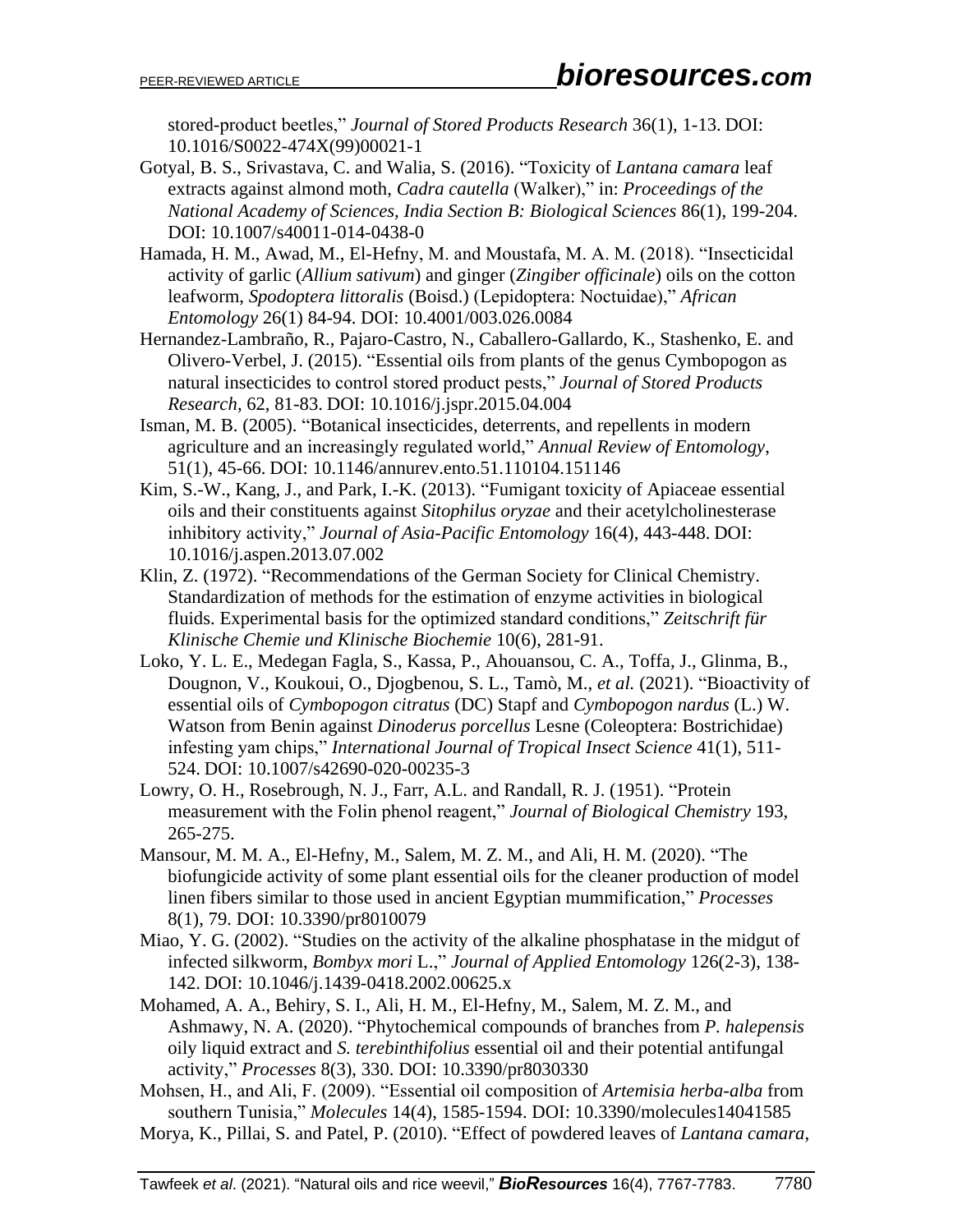stored-product beetles," *Journal of Stored Products Research* 36(1), 1-13. DOI: 10.1016/S0022-474X(99)00021-1

Gotyal, B. S., Srivastava, C. and Walia, S. (2016). "Toxicity of *Lantana camara* leaf extracts against almond moth, *Cadra cautella* (Walker)," in: *Proceedings of the National Academy of Sciences, India Section B: Biological Sciences* 86(1), 199-204. DOI: 10.1007/s40011-014-0438-0

Hamada, H. M., Awad, M., El-Hefny, M. and Moustafa, M. A. M. (2018). "Insecticidal activity of garlic (*Allium sativum*) and ginger (*Zingiber officinale*) oils on the cotton leafworm, *Spodoptera littoralis* (Boisd.) (Lepidoptera: Noctuidae)," *African Entomology* 26(1) 84-94. DOI: 10.4001/003.026.0084

Hernandez-Lambraño, R., Pajaro-Castro, N., Caballero-Gallardo, K., Stashenko, E. and Olivero-Verbel, J. (2015). "Essential oils from plants of the genus Cymbopogon as natural insecticides to control stored product pests," *Journal of Stored Products Research*, 62, 81-83. DOI: 10.1016/j.jspr.2015.04.004

Isman, M. B. (2005). "Botanical insecticides, deterrents, and repellents in modern agriculture and an increasingly regulated world," *Annual Review of Entomology*, 51(1), 45-66. DOI: 10.1146/annurev.ento.51.110104.151146

Kim, S.-W., Kang, J., and Park, I.-K. (2013). "Fumigant toxicity of Apiaceae essential oils and their constituents against *Sitophilus oryzae* and their acetylcholinesterase inhibitory activity," *Journal of Asia-Pacific Entomology* 16(4), 443-448. DOI: 10.1016/j.aspen.2013.07.002

Klin, Z. (1972). "Recommendations of the German Society for Clinical Chemistry. Standardization of methods for the estimation of enzyme activities in biological fluids. Experimental basis for the optimized standard conditions," *Zeitschrift für Klinische Chemie und Klinische Biochemie* 10(6), 281-91.

Loko, Y. L. E., Medegan Fagla, S., Kassa, P., Ahouansou, C. A., Toffa, J., Glinma, B., Dougnon, V., Koukoui, O., Djogbenou, S. L., Tamò, M., *et al.* (2021). "Bioactivity of essential oils of *Cymbopogon citratus* (DC) Stapf and *Cymbopogon nardus* (L.) W. Watson from Benin against *Dinoderus porcellus* Lesne (Coleoptera: Bostrichidae) infesting yam chips," *International Journal of Tropical Insect Science* 41(1), 511-524. DOI: 10.1007/s42690-020-00235-3

Lowry, O. H., Rosebrough, N. J., Farr, A.L. and Randall, R. J. (1951). "Protein measurement with the Folin phenol reagent," *Journal of Biological Chemistry* 193, 265-275.

Mansour, M. M. A., El-Hefny, M., Salem, M. Z. M., and Ali, H. M. (2020). "The biofungicide activity of some plant essential oils for the cleaner production of model linen fibers similar to those used in ancient Egyptian mummification," *Processes* 8(1), 79. DOI: 10.3390/pr8010079

Miao, Y. G. (2002). "Studies on the activity of the alkaline phosphatase in the midgut of infected silkworm, *Bombyx mori* L.," *Journal of Applied Entomology* 126(2-3), 138-142. DOI: 10.1046/j.1439-0418.2002.00625.x

Mohamed, A. A., Behiry, S. I., Ali, H. M., El-Hefny, M., Salem, M. Z. M., and Ashmawy, N. A. (2020). "Phytochemical compounds of branches from *P. halepensis* oily liquid extract and *S. terebinthifolius* essential oil and their potential antifungal activity," *Processes* 8(3), 330. DOI: 10.3390/pr8030330

Mohsen, H., and Ali, F. (2009). "Essential oil composition of *Artemisia herba-alba* from southern Tunisia," *Molecules* 14(4), 1585-1594. DOI: 10.3390/molecules14041585

Morya, K., Pillai, S. and Patel, P. (2010). "Effect of powdered leaves of *Lantana camara*,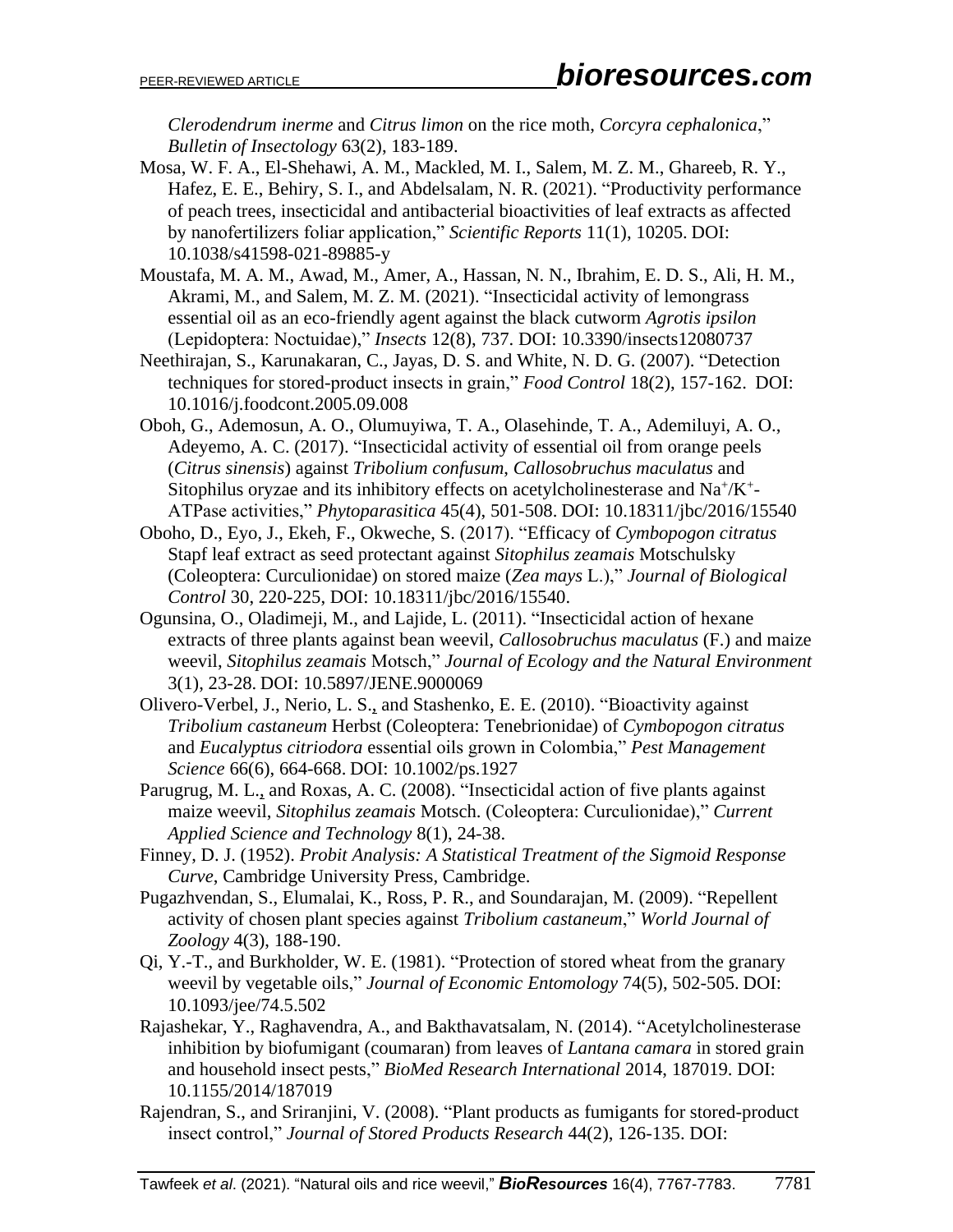*Clerodendrum inerme* and *Citrus limon* on the rice moth, *Corcyra cephalonica*," *Bulletin of Insectology* 63(2), 183-189.

Mosa, W. F. A., El-Shehawi, A. M., Mackled, M. I., Salem, M. Z. M., Ghareeb, R. Y., Hafez, E. E., Behiry, S. I., and Abdelsalam, N. R. (2021). "Productivity performance of peach trees, insecticidal and antibacterial bioactivities of leaf extracts as affected by nanofertilizers foliar application," *Scientific Reports* 11(1), 10205. DOI: 10.1038/s41598-021-89885-y

Moustafa, M. A. M., Awad, M., Amer, A., Hassan, N. N., Ibrahim, E. D. S., Ali, H. M., Akrami, M., and Salem, M. Z. M. (2021). "Insecticidal activity of lemongrass essential oil as an eco-friendly agent against the black cutworm *Agrotis ipsilon* (Lepidoptera: Noctuidae)," *Insects* 12(8), 737. DOI: 10.3390/insects12080737

Neethirajan, S., Karunakaran, C., Jayas, D. S. and White, N. D. G. (2007). "Detection techniques for stored-product insects in grain," *Food Control* 18(2), 157-162. DOI: 10.1016/j.foodcont.2005.09.008

Oboh, G., Ademosun, A. O., Olumuyiwa, T. A., Olasehinde, T. A., Ademiluyi, A. O., Adeyemo, A. C. (2017). "Insecticidal activity of essential oil from orange peels (*Citrus sinensis*) against *Tribolium confusum*, *Callosobruchus maculatus* and Sitophilus oryzae and its inhibitory effects on acetylcholinesterase and $Na^{+}/K^{+}$-ATPase activities," *Phytoparasitica* 45(4), 501-508. DOI: 10.18311/jbc/2016/15540

Oboho, D., Eyo, J., Ekeh, F., Okweche, S. (2017). "Efficacy of *Cymbopogon citratus* Stapf leaf extract as seed protectant against *Sitophilus zeamais* Motschulsky (Coleoptera: Curculionidae) on stored maize (*Zea mays* L.)," *Journal of Biological Control* 30, 220-225, DOI: 10.18311/jbc/2016/15540.

Ogunsina, O., Oladimeji, M., and Lajide, L. (2011). "Insecticidal action of hexane extracts of three plants against bean weevil, *Callosobruchus maculatus* (F.) and maize weevil, *Sitophilus zeamais* Motsch," *Journal of Ecology and the Natural Environment* 3(1), 23-28. DOI: 10.5897/JENE.9000069

Olivero-Verbel, J., Nerio, L. S., and Stashenko, E. E. (2010). "Bioactivity against *Tribolium castaneum* Herbst (Coleoptera: Tenebrionidae) of *Cymbopogon citratus* and *Eucalyptus citriodora* essential oils grown in Colombia," *Pest Management Science* 66(6), 664-668. DOI: 10.1002/ps.1927

Parugrug, M. L., and Roxas, A. C. (2008). "Insecticidal action of five plants against maize weevil, *Sitophilus zeamais* Motsch. (Coleoptera: Curculionidae)," *Current Applied Science and Technology* 8(1), 24-38.

Finney, D. J. (1952). *Probit Analysis: A Statistical Treatment of the Sigmoid Response Curve*, Cambridge University Press, Cambridge.

Pugazhvendan, S., Elumalai, K., Ross, P. R., and Soundarajan, M. (2009). "Repellent activity of chosen plant species against *Tribolium castaneum*," *World Journal of Zoology* 4(3), 188-190.

Qi, Y.-T., and Burkholder, W. E. (1981). "Protection of stored wheat from the granary weevil by vegetable oils," *Journal of Economic Entomology* 74(5), 502-505. DOI: 10.1093/jee/74.5.502

Rajashekar, Y., Raghavendra, A., and Bakthavatsalam, N. (2014). "Acetylcholinesterase inhibition by biofumigant (coumaran) from leaves of *Lantana camara* in stored grain and household insect pests," *BioMed Research International* 2014, 187019. DOI: 10.1155/2014/187019

Rajendran, S., and Sriranjini, V. (2008). "Plant products as fumigants for stored-product insect control," *Journal of Stored Products Research* 44(2), 126-135. DOI: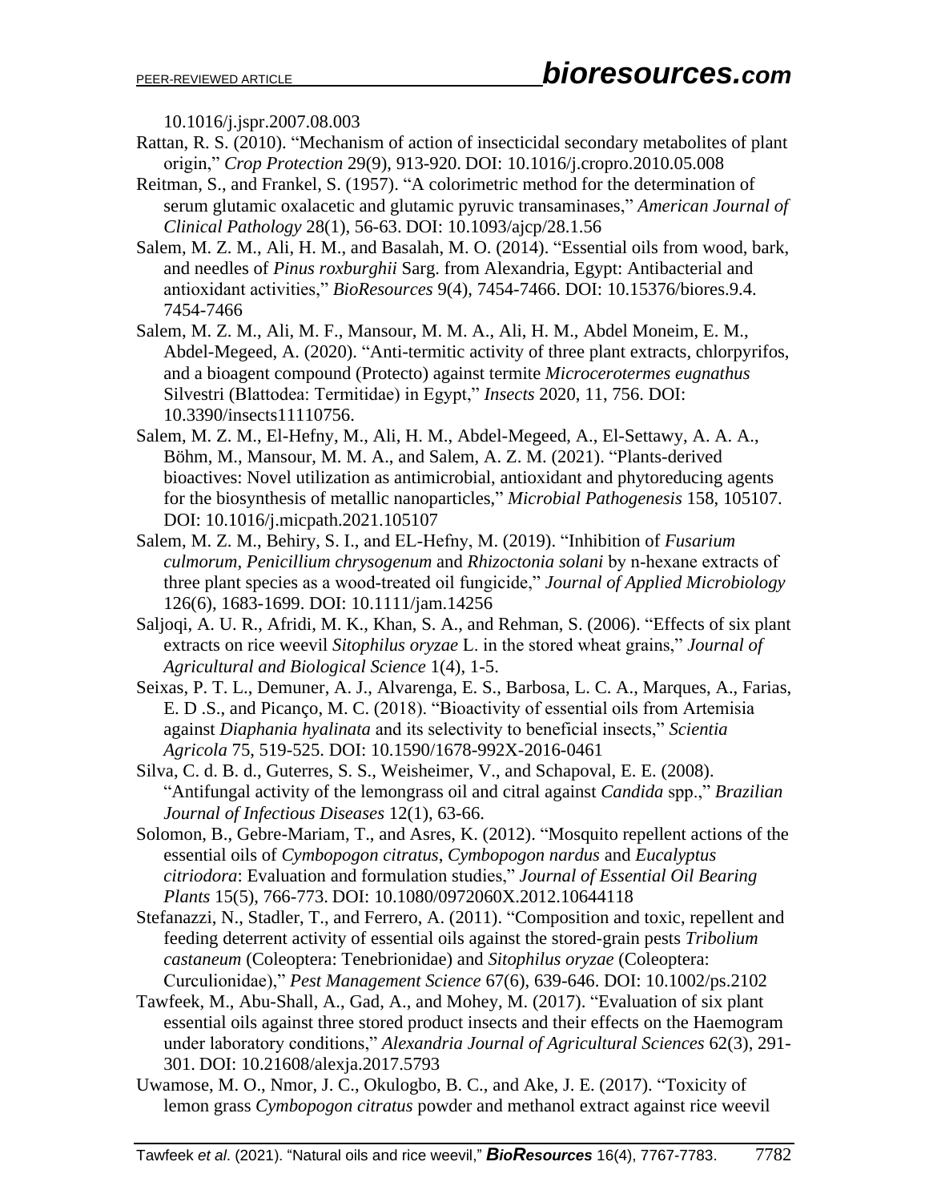10.1016/j.jspr.2007.08.003

Rattan, R. S. (2010). "Mechanism of action of insecticidal secondary metabolites of plant origin," *Crop Protection* 29(9), 913-920. DOI: 10.1016/j.cropro.2010.05.008

Reitman, S., and Frankel, S. (1957). "A colorimetric method for the determination of serum glutamic oxalacetic and glutamic pyruvic transaminases," *American Journal of Clinical Pathology* 28(1), 56-63. DOI: 10.1093/ajcp/28.1.56

Salem, M. Z. M., Ali, H. M., and Basalah, M. O. (2014). "Essential oils from wood, bark, and needles of *Pinus roxburghii* Sarg. from Alexandria, Egypt: Antibacterial and antioxidant activities," *BioResources* 9(4), 7454-7466. DOI: 10.15376/biores.9.4.7454-7466

Salem, M. Z. M., Ali, M. F., Mansour, M. M. A., Ali, H. M., Abdel Moneim, E. M., Abdel-Megeed, A. (2020). "Anti-termitic activity of three plant extracts, chlorpyrifos, and a bioagent compound (Protecto) against termite *Microcerotermes eugnathus* Silvestri (Blattodea: Termitidae) in Egypt," *Insects* 2020, 11, 756. DOI: 10.3390/insects11110756.

Salem, M. Z. M., El-Hefny, M., Ali, H. M., Abdel-Megeed, A., El-Settawy, A. A. A., Böhm, M., Mansour, M. M. A., and Salem, A. Z. M. (2021). "Plants-derived bioactives: Novel utilization as antimicrobial, antioxidant and phytoreducing agents for the biosynthesis of metallic nanoparticles," *Microbial Pathogenesis* 158, 105107. DOI: 10.1016/j.micpath.2021.105107

Salem, M. Z. M., Behiry, S. I., and EL-Hefny, M. (2019). "Inhibition of *Fusarium culmorum*, *Penicillium chrysogenum* and *Rhizoctonia solani* by n-hexane extracts of three plant species as a wood-treated oil fungicide," *Journal of Applied Microbiology* 126(6), 1683-1699. DOI: 10.1111/jam.14256

Saljoqi, A. U. R., Afridi, M. K., Khan, S. A., and Rehman, S. (2006). "Effects of six plant extracts on rice weevil *Sitophilus oryzae* L. in the stored wheat grains," *Journal of Agricultural and Biological Science* 1(4), 1-5.

Seixas, P. T. L., Demuner, A. J., Alvarenga, E. S., Barbosa, L. C. A., Marques, A., Farias, E. D .S., and Picanço, M. C. (2018). "Bioactivity of essential oils from Artemisia against *Diaphania hyalinata* and its selectivity to beneficial insects," *Scientia Agricola* 75, 519-525. DOI: 10.1590/1678-992X-2016-0461

Silva, C. d. B. d., Guterres, S. S., Weisheimer, V., and Schapoval, E. E. (2008). "Antifungal activity of the lemongrass oil and citral against *Candida* spp.," *Brazilian Journal of Infectious Diseases* 12(1), 63-66.

Solomon, B., Gebre-Mariam, T., and Asres, K. (2012). "Mosquito repellent actions of the essential oils of *Cymbopogon citratus*, *Cymbopogon nardus* and *Eucalyptus citriodora*: Evaluation and formulation studies," *Journal of Essential Oil Bearing Plants* 15(5), 766-773. DOI: 10.1080/0972060X.2012.10644118

Stefanazzi, N., Stadler, T., and Ferrero, A. (2011). "Composition and toxic, repellent and feeding deterrent activity of essential oils against the stored-grain pests *Tribolium castaneum* (Coleoptera: Tenebrionidae) and *Sitophilus oryzae* (Coleoptera: Curculionidae)," *Pest Management Science* 67(6), 639-646. DOI: 10.1002/ps.2102

Tawfeek, M., Abu-Shall, A., Gad, A., and Mohey, M. (2017). "Evaluation of six plant essential oils against three stored product insects and their effects on the Haemogram under laboratory conditions," *Alexandria Journal of Agricultural Sciences* 62(3), 291-301. DOI: 10.21608/alexja.2017.5793

Uwamose, M. O., Nmor, J. C., Okulogbo, B. C., and Ake, J. E. (2017). "Toxicity of lemon grass *Cymbopogon citratus* powder and methanol extract against rice weevil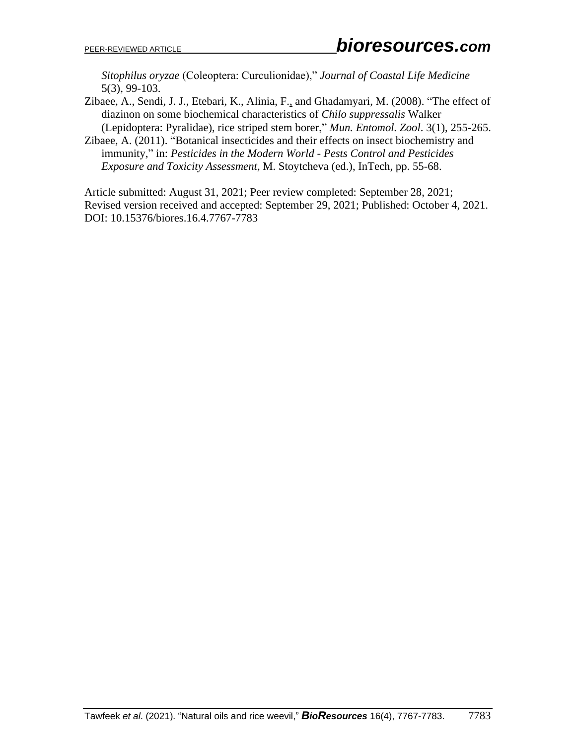*Sitophilus oryzae* (Coleoptera: Curculionidae)," *Journal of Coastal Life Medicine* 5(3), 99-103.

Zibaee, A., Sendi, J. J., Etebari, K., Alinia, F., and Ghadamyari, M. (2008). "The effect of diazinon on some biochemical characteristics of *Chilo suppressalis* Walker (Lepidoptera: Pyralidae), rice striped stem borer," *Mun. Entomol. Zool*. 3(1), 255-265.

Zibaee, A. (2011). "Botanical insecticides and their effects on insect biochemistry and immunity," in: *Pesticides in the Modern World - Pests Control and Pesticides Exposure and Toxicity Assessment*, M. Stoytcheva (ed.), InTech, pp. 55-68.

Article submitted: August 31, 2021; Peer review completed: September 28, 2021; Revised version received and accepted: September 29, 2021; Published: October 4, 2021.
DOI: 10.15376/biores.16.4.7767-7783